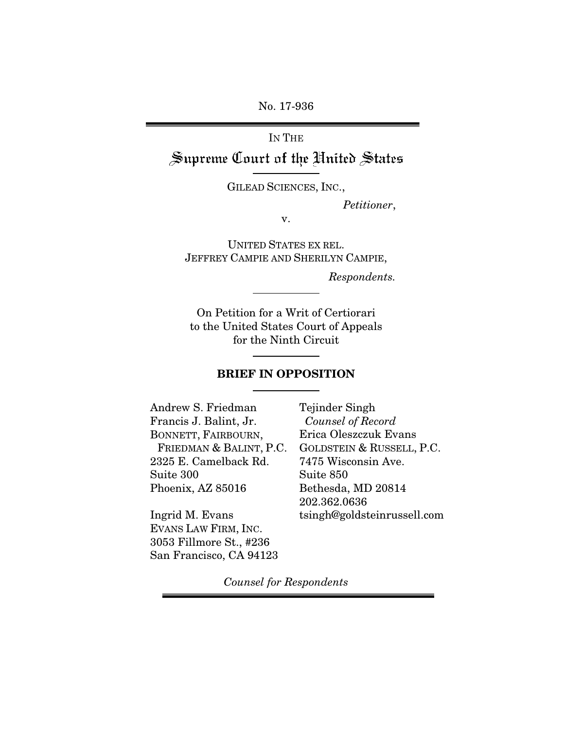No. 17-936

IN THE

# Supreme Court of the United States

GILEAD SCIENCES, INC.,

*Petitioner*,

v.

UNITED STATES EX REL. JEFFREY CAMPIE AND SHERILYN CAMPIE,

*Respondents.*

On Petition for a Writ of Certiorari to the United States Court of Appeals for the Ninth Circuit

## BRIEF IN OPPOSITION

Andrew S. Friedman
Francis J. Balint, Jr.
BONNETT, FAIRBOURN, FRIEDMAN & BALINT, P.C.
2325 E. Camelback Rd.
Suite 300
Phoenix, AZ 85016

Ingrid M. Evans
EVANS LAW FIRM, INC.
3053 Fillmore St., #236
San Francisco, CA 94123

Tejinder Singh
*Counsel of Record*
Erica Oleszczuk Evans
GOLDSTEIN & RUSSELL, P.C.
7475 Wisconsin Ave.
Suite 850
Bethesda, MD 20814
202.362.0636
tsingh@goldsteinrussell.com

*Counsel for Respondents*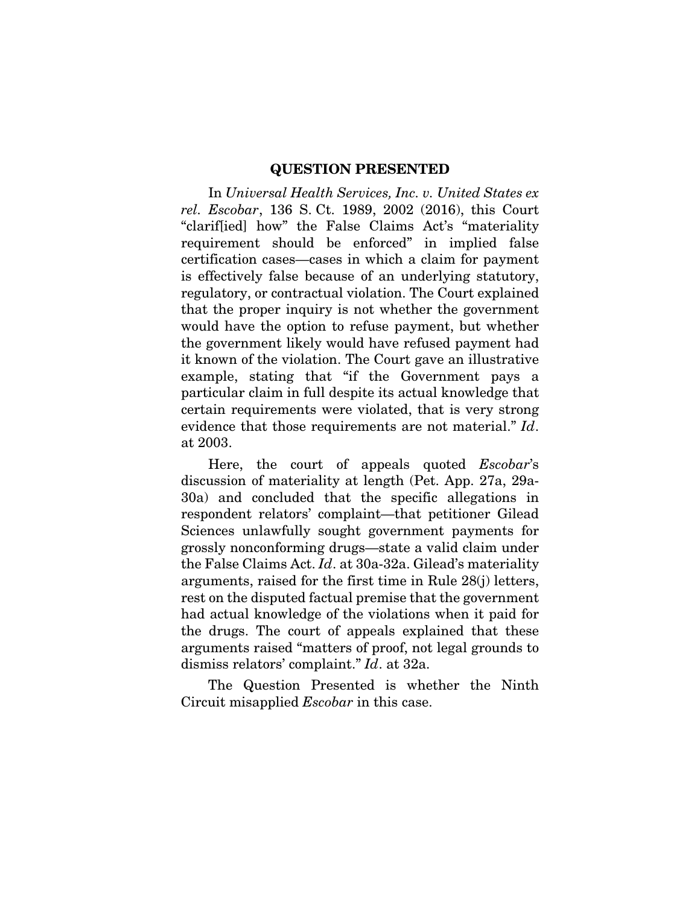## QUESTION PRESENTED

In *Universal Health Services, Inc. v. United States ex rel. Escobar*, 136 S. Ct. 1989, 2002 (2016), this Court "clarif[ied] how" the False Claims Act's "materiality requirement should be enforced" in implied false certification cases—cases in which a claim for payment is effectively false because of an underlying statutory, regulatory, or contractual violation. The Court explained that the proper inquiry is not whether the government would have the option to refuse payment, but whether the government likely would have refused payment had it known of the violation. The Court gave an illustrative example, stating that "if the Government pays a particular claim in full despite its actual knowledge that certain requirements were violated, that is very strong evidence that those requirements are not material." *Id*. at 2003.

Here, the court of appeals quoted *Escobar*'s discussion of materiality at length (Pet. App. 27a, 29a-30a) and concluded that the specific allegations in respondent relators' complaint—that petitioner Gilead Sciences unlawfully sought government payments for grossly nonconforming drugs—state a valid claim under the False Claims Act. *Id*. at 30a-32a. Gilead's materiality arguments, raised for the first time in Rule 28(j) letters, rest on the disputed factual premise that the government had actual knowledge of the violations when it paid for the drugs. The court of appeals explained that these arguments raised "matters of proof, not legal grounds to dismiss relators' complaint." *Id*. at 32a.

The Question Presented is whether the Ninth Circuit misapplied *Escobar* in this case.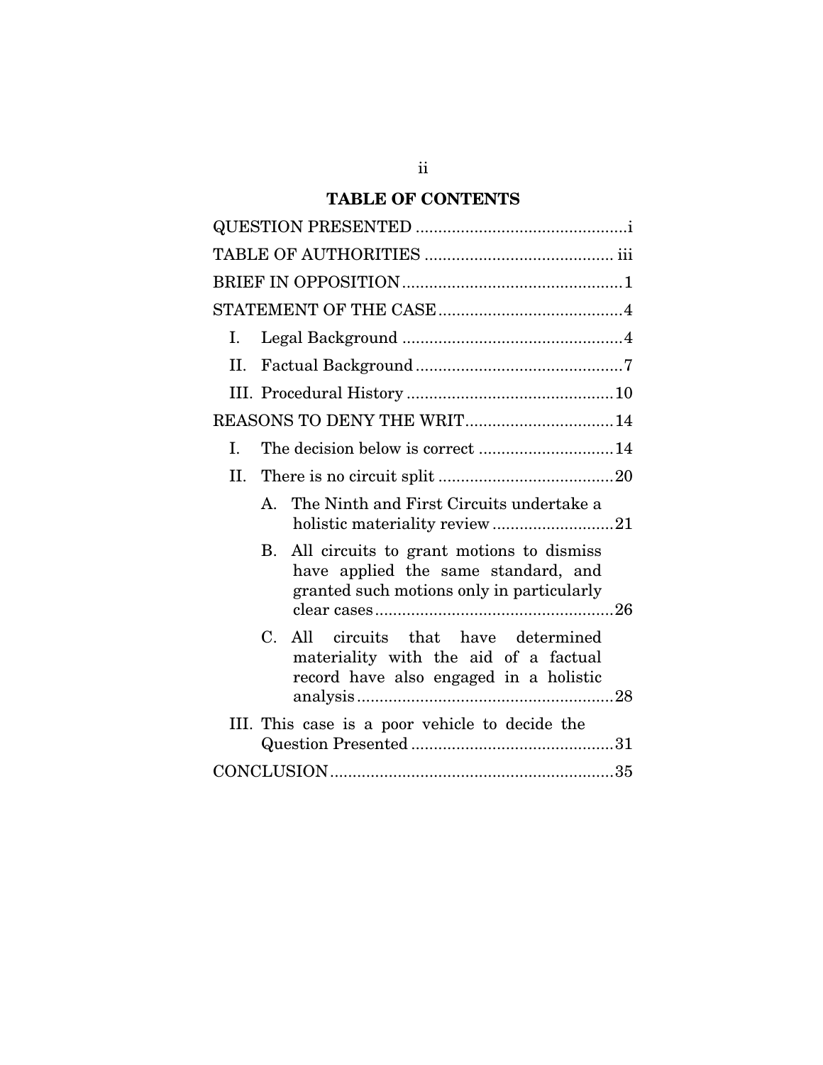## TABLE OF CONTENTS

QUESTION PRESENTED ..... i

TABLE OF AUTHORITIES ..... iii

BRIEF IN OPPOSITION ..... 1

STATEMENT OF THE CASE ..... 4

- I. Legal Background ..... 4
- II. Factual Background ..... 7
- III. Procedural History ..... 10

REASONS TO DENY THE WRIT ..... 14

- I. The decision below is correct ..... 14
- II. There is no circuit split ..... 20
  - A. The Ninth and First Circuits undertake a holistic materiality review ..... 21
  - B. All circuits to grant motions to dismiss have applied the same standard, and granted such motions only in particularly clear cases ..... 26
  - C. All circuits that have determined materiality with the aid of a factual record have also engaged in a holistic analysis ..... 28
- III. This case is a poor vehicle to decide the Question Presented ..... 31

CONCLUSION ..... 35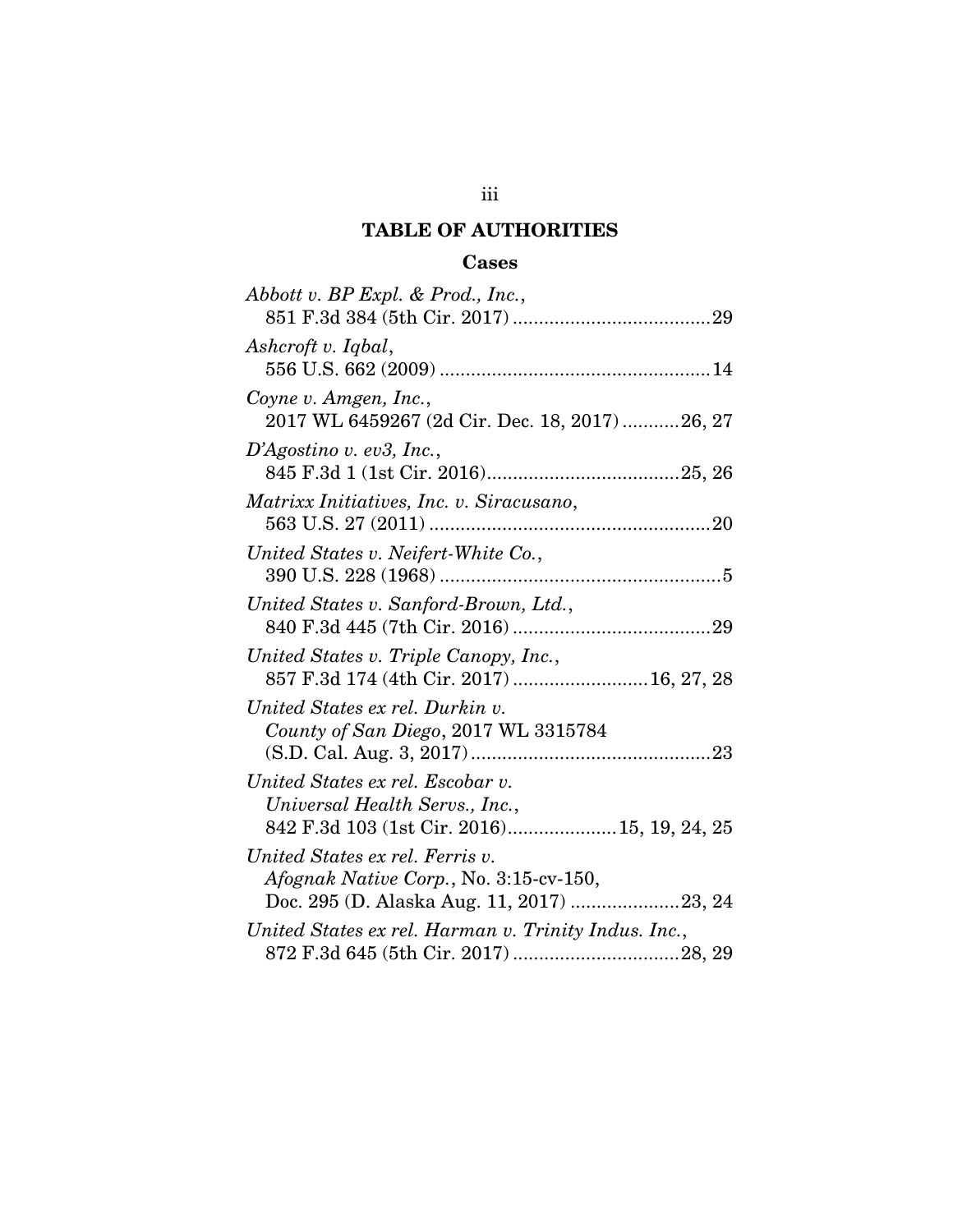# TABLE OF AUTHORITIES

## Cases

*Abbott v. BP Expl. & Prod., Inc.*, 851 F.3d 384 (5th Cir. 2017) ....................................... 29

*Ashcroft v. Iqbal*, 556 U.S. 662 (2009) .................................................... 14

*Coyne v. Amgen, Inc.*, 2017 WL 6459267 (2d Cir. Dec. 18, 2017) ........... 26, 27

*D'Agostino v. ev3, Inc.*, 845 F.3d 1 (1st Cir. 2016) ..................................... 25, 26

*Matrixx Initiatives, Inc. v. Siracusano*, 563 U.S. 27 (2011) ...................................................... 20

*United States v. Neifert-White Co.*, 390 U.S. 228 (1968) ...................................................... 5

*United States v. Sanford-Brown, Ltd.*, 840 F.3d 445 (7th Cir. 2016) ....................................... 29

*United States v. Triple Canopy, Inc.*, 857 F.3d 174 (4th Cir. 2017) .......................... 16, 27, 28

*United States ex rel. Durkin v. County of San Diego*, 2017 WL 3315784 (S.D. Cal. Aug. 3, 2017) .............................................. 23

*United States ex rel. Escobar v. Universal Health Servs., Inc.*, 842 F.3d 103 (1st Cir. 2016) ..................... 15, 19, 24, 25

*United States ex rel. Ferris v. Afognak Native Corp.*, No. 3:15-cv-150, Doc. 295 (D. Alaska Aug. 11, 2017) ..................... 23, 24

*United States ex rel. Harman v. Trinity Indus. Inc.*, 872 F.3d 645 (5th Cir. 2017) ................................ 28, 29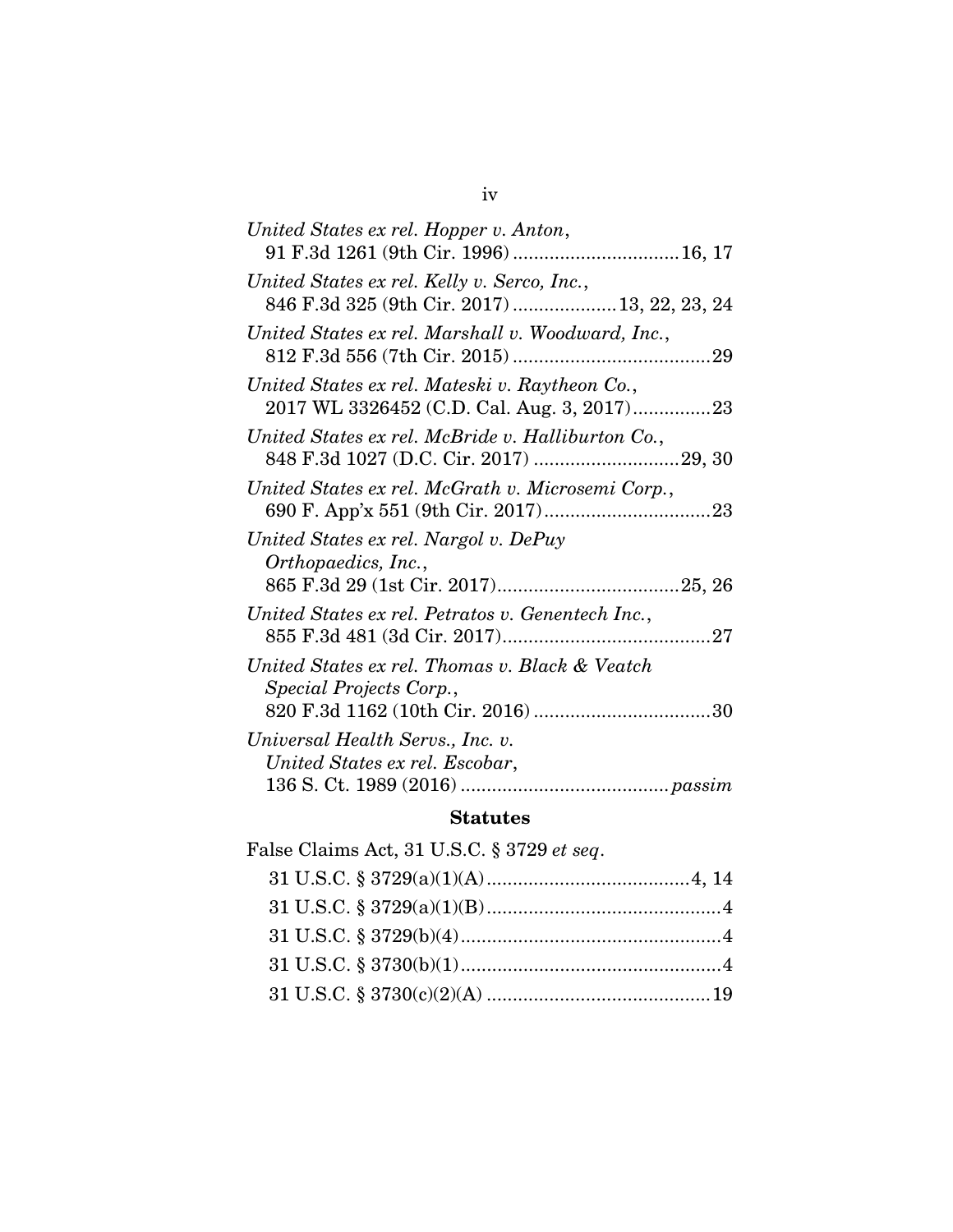*United States ex rel. Hopper v. Anton*,
91 F.3d 1261 (9th Cir. 1996) ................................16, 17

*United States ex rel. Kelly v. Serco, Inc.*,
846 F.3d 325 (9th Cir. 2017) ....................13, 22, 23, 24

*United States ex rel. Marshall v. Woodward, Inc.*,
812 F.3d 556 (7th Cir. 2015) ......................................29

*United States ex rel. Mateski v. Raytheon Co.*,
2017 WL 3326452 (C.D. Cal. Aug. 3, 2017)...............23

*United States ex rel. McBride v. Halliburton Co.*,
848 F.3d 1027 (D.C. Cir. 2017) ............................29, 30

*United States ex rel. McGrath v. Microsemi Corp.*,
690 F. App'x 551 (9th Cir. 2017)................................23

*United States ex rel. Nargol v. DePuy Orthopaedics, Inc.*,
865 F.3d 29 (1st Cir. 2017)...................................25, 26

*United States ex rel. Petratos v. Genentech Inc.*,
855 F.3d 481 (3d Cir. 2017)........................................27

*United States ex rel. Thomas v. Black & Veatch Special Projects Corp.*,
820 F.3d 1162 (10th Cir. 2016) ..................................30

*Universal Health Servs., Inc. v. United States ex rel. Escobar*,
136 S. Ct. 1989 (2016) ........................................*passim*

**Statutes**

False Claims Act, 31 U.S.C. § 3729 *et seq*.

31 U.S.C. § 3729(a)(1)(A).......................................4, 14

31 U.S.C. § 3729(a)(1)(B).............................................4

31 U.S.C. § 3729(b)(4)..................................................4

31 U.S.C. § 3730(b)(1)..................................................4

31 U.S.C. § 3730(c)(2)(A) ...........................................19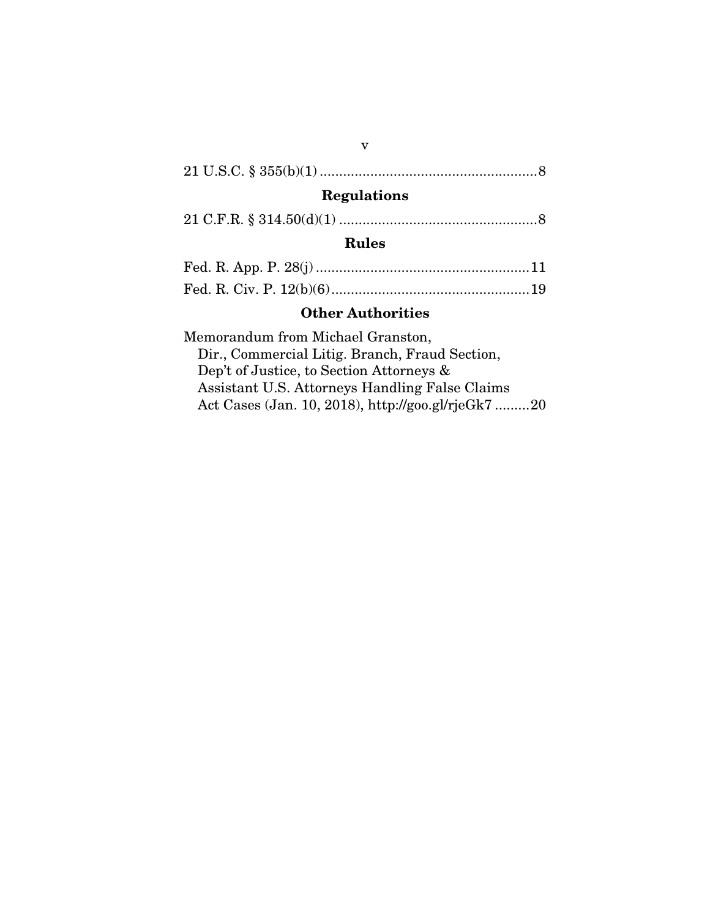21 U.S.C. § 355(b)(1) ........................................................ 8

## Regulations

21 C.F.R. § 314.50(d)(1) ................................................... 8

## Rules

Fed. R. App. P. 28(j) ....................................................... 11

Fed. R. Civ. P. 12(b)(6) .................................................. 19

## Other Authorities

Memorandum from Michael Granston, Dir., Commercial Litig. Branch, Fraud Section, Dep't of Justice, to Section Attorneys & Assistant U.S. Attorneys Handling False Claims Act Cases (Jan. 10, 2018), http://goo.gl/rjeGk7 ......... 20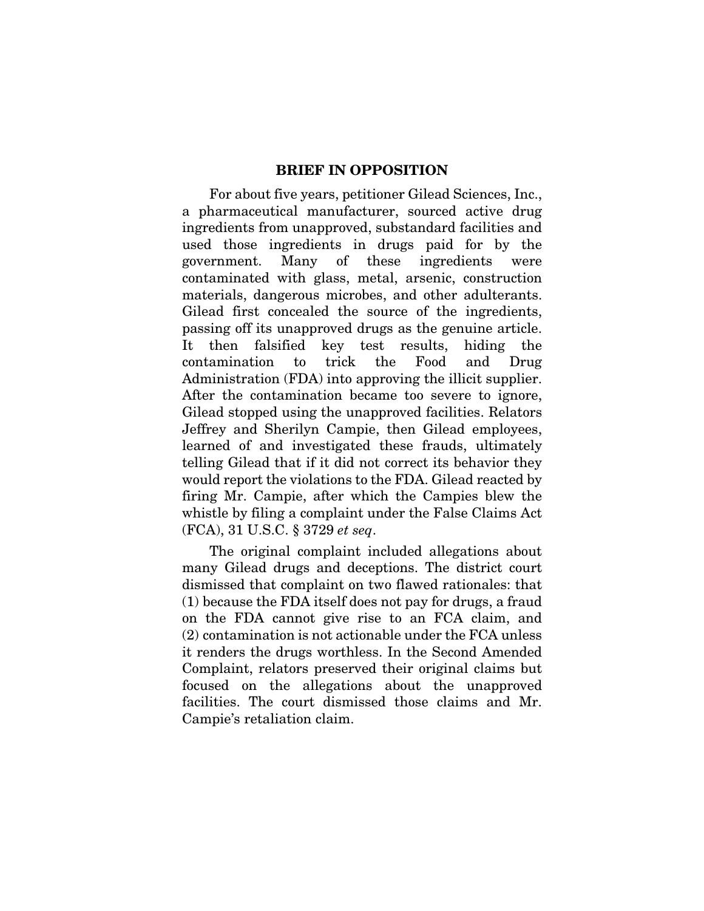## BRIEF IN OPPOSITION

For about five years, petitioner Gilead Sciences, Inc., a pharmaceutical manufacturer, sourced active drug ingredients from unapproved, substandard facilities and used those ingredients in drugs paid for by the government. Many of these ingredients were contaminated with glass, metal, arsenic, construction materials, dangerous microbes, and other adulterants. Gilead first concealed the source of the ingredients, passing off its unapproved drugs as the genuine article. It then falsified key test results, hiding the contamination to trick the Food and Drug Administration (FDA) into approving the illicit supplier. After the contamination became too severe to ignore, Gilead stopped using the unapproved facilities. Relators Jeffrey and Sherilyn Campie, then Gilead employees, learned of and investigated these frauds, ultimately telling Gilead that if it did not correct its behavior they would report the violations to the FDA. Gilead reacted by firing Mr. Campie, after which the Campies blew the whistle by filing a complaint under the False Claims Act (FCA), 31 U.S.C. § 3729 *et seq*.

The original complaint included allegations about many Gilead drugs and deceptions. The district court dismissed that complaint on two flawed rationales: that (1) because the FDA itself does not pay for drugs, a fraud on the FDA cannot give rise to an FCA claim, and (2) contamination is not actionable under the FCA unless it renders the drugs worthless. In the Second Amended Complaint, relators preserved their original claims but focused on the allegations about the unapproved facilities. The court dismissed those claims and Mr. Campie's retaliation claim.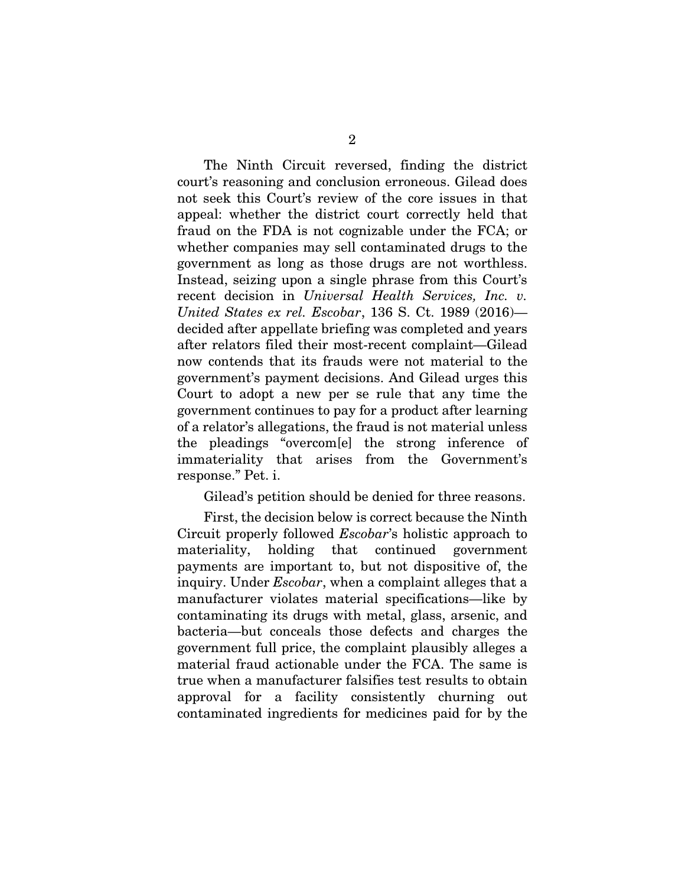The Ninth Circuit reversed, finding the district court's reasoning and conclusion erroneous. Gilead does not seek this Court's review of the core issues in that appeal: whether the district court correctly held that fraud on the FDA is not cognizable under the FCA; or whether companies may sell contaminated drugs to the government as long as those drugs are not worthless. Instead, seizing upon a single phrase from this Court's recent decision in *Universal Health Services, Inc. v. United States ex rel. Escobar*, 136 S. Ct. 1989 (2016)—decided after appellate briefing was completed and years after relators filed their most-recent complaint—Gilead now contends that its frauds were not material to the government's payment decisions. And Gilead urges this Court to adopt a new per se rule that any time the government continues to pay for a product after learning of a relator's allegations, the fraud is not material unless the pleadings "overcom[e] the strong inference of immateriality that arises from the Government's response." Pet. i.

Gilead's petition should be denied for three reasons.

First, the decision below is correct because the Ninth Circuit properly followed *Escobar*'s holistic approach to materiality, holding that continued government payments are important to, but not dispositive of, the inquiry. Under *Escobar*, when a complaint alleges that a manufacturer violates material specifications—like by contaminating its drugs with metal, glass, arsenic, and bacteria—but conceals those defects and charges the government full price, the complaint plausibly alleges a material fraud actionable under the FCA. The same is true when a manufacturer falsifies test results to obtain approval for a facility consistently churning out contaminated ingredients for medicines paid for by the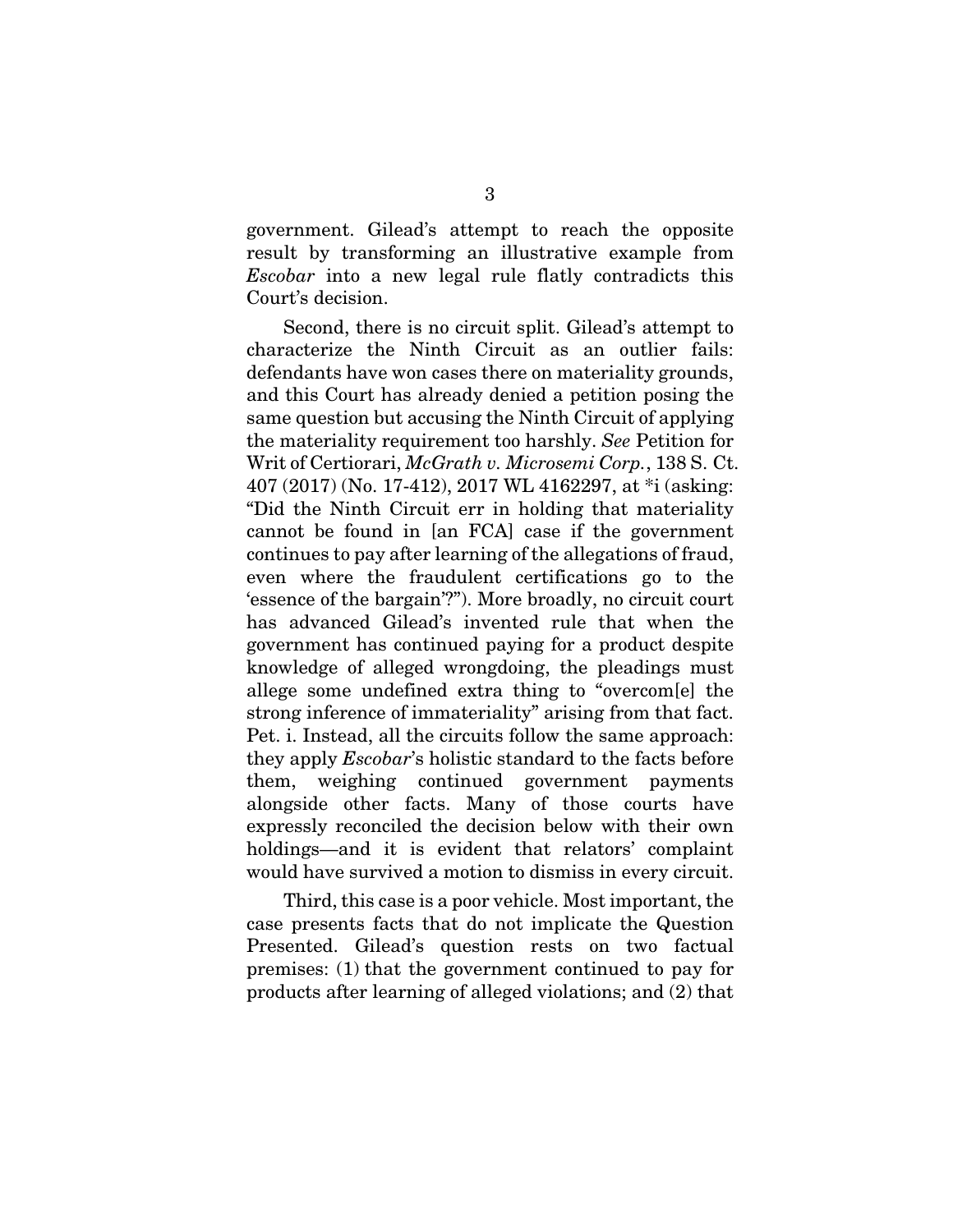government. Gilead's attempt to reach the opposite result by transforming an illustrative example from *Escobar* into a new legal rule flatly contradicts this Court's decision.

Second, there is no circuit split. Gilead's attempt to characterize the Ninth Circuit as an outlier fails: defendants have won cases there on materiality grounds, and this Court has already denied a petition posing the same question but accusing the Ninth Circuit of applying the materiality requirement too harshly. *See* Petition for Writ of Certiorari, *McGrath v. Microsemi Corp.*, 138 S. Ct. 407 (2017) (No. 17-412), 2017 WL 4162297, at *i (asking: "Did the Ninth Circuit err in holding that materiality cannot be found in [an FCA] case if the government continues to pay after learning of the allegations of fraud, even where the fraudulent certifications go to the 'essence of the bargain'?"). More broadly, no circuit court has advanced Gilead's invented rule that when the government has continued paying for a product despite knowledge of alleged wrongdoing, the pleadings must allege some undefined extra thing to "overcom[e] the strong inference of immateriality" arising from that fact. Pet. i. Instead, all the circuits follow the same approach: they apply *Escobar*'s holistic standard to the facts before them, weighing continued government payments alongside other facts. Many of those courts have expressly reconciled the decision below with their own holdings—and it is evident that relators' complaint would have survived a motion to dismiss in every circuit.

Third, this case is a poor vehicle. Most important, the case presents facts that do not implicate the Question Presented. Gilead's question rests on two factual premises: (1) that the government continued to pay for products after learning of alleged violations; and (2) that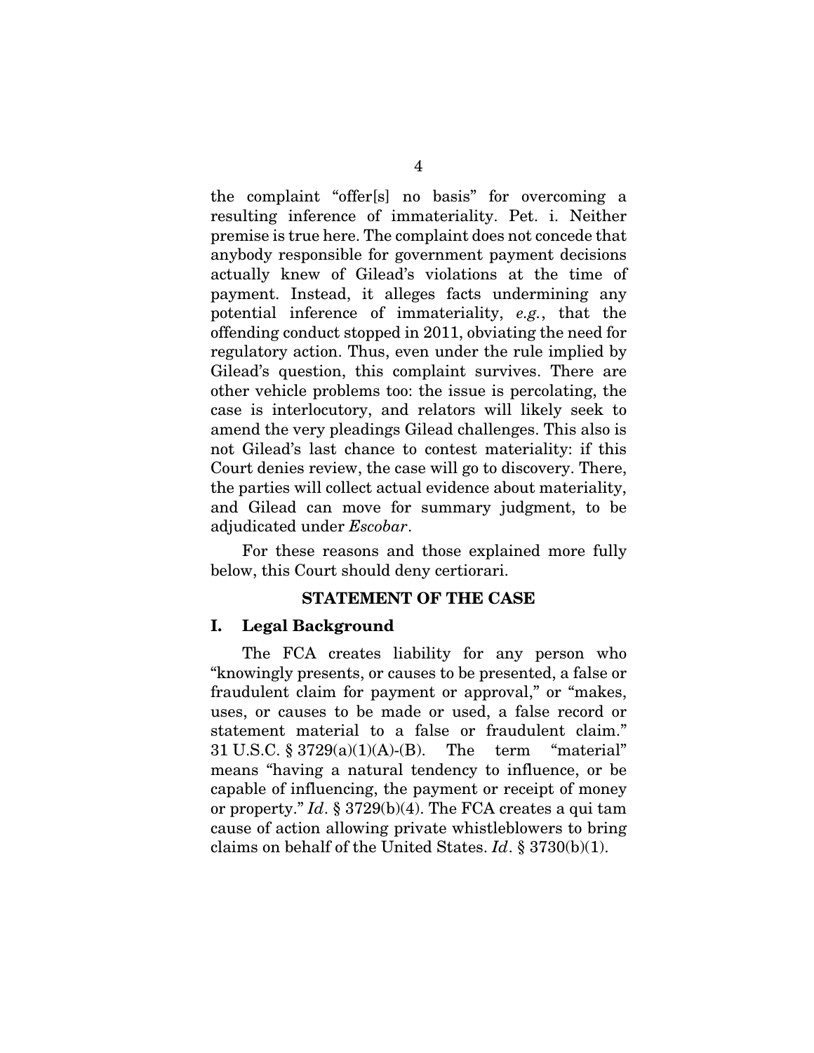the complaint "offer[s] no basis" for overcoming a resulting inference of immateriality. Pet. i. Neither premise is true here. The complaint does not concede that anybody responsible for government payment decisions actually knew of Gilead's violations at the time of payment. Instead, it alleges facts undermining any potential inference of immateriality, *e.g.*, that the offending conduct stopped in 2011, obviating the need for regulatory action. Thus, even under the rule implied by Gilead's question, this complaint survives. There are other vehicle problems too: the issue is percolating, the case is interlocutory, and relators will likely seek to amend the very pleadings Gilead challenges. This also is not Gilead's last chance to contest materiality: if this Court denies review, the case will go to discovery. There, the parties will collect actual evidence about materiality, and Gilead can move for summary judgment, to be adjudicated under *Escobar*.

For these reasons and those explained more fully below, this Court should deny certiorari.

## STATEMENT OF THE CASE

### I. Legal Background

The FCA creates liability for any person who "knowingly presents, or causes to be presented, a false or fraudulent claim for payment or approval," or "makes, uses, or causes to be made or used, a false record or statement material to a false or fraudulent claim." 31 U.S.C. § 3729(a)(1)(A)-(B). The term "material" means "having a natural tendency to influence, or be capable of influencing, the payment or receipt of money or property." *Id*. § 3729(b)(4). The FCA creates a qui tam cause of action allowing private whistleblowers to bring claims on behalf of the United States. *Id*. § 3730(b)(1).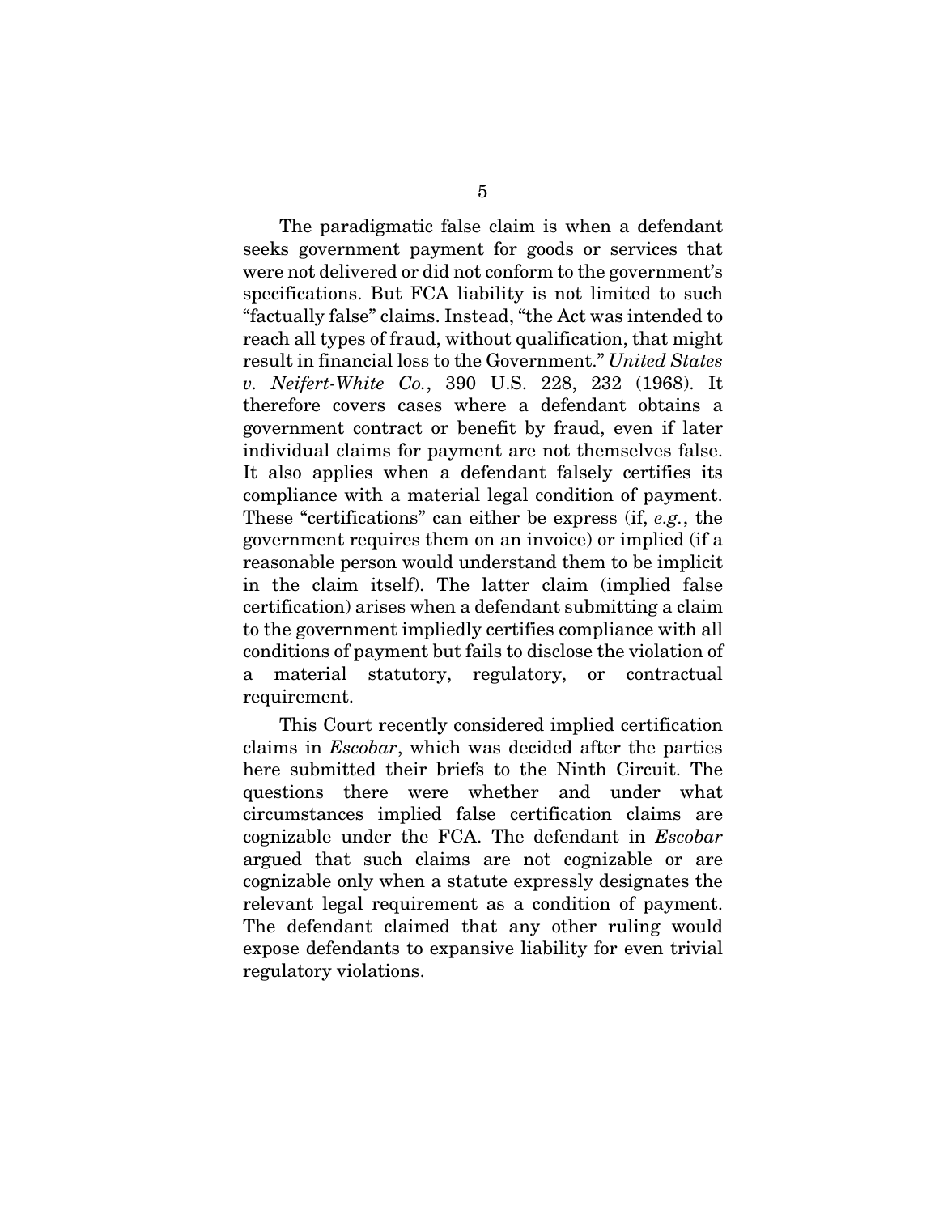The paradigmatic false claim is when a defendant seeks government payment for goods or services that were not delivered or did not conform to the government's specifications. But FCA liability is not limited to such "factually false" claims. Instead, "the Act was intended to reach all types of fraud, without qualification, that might result in financial loss to the Government." *United States v. Neifert-White Co.*, 390 U.S. 228, 232 (1968). It therefore covers cases where a defendant obtains a government contract or benefit by fraud, even if later individual claims for payment are not themselves false. It also applies when a defendant falsely certifies its compliance with a material legal condition of payment. These "certifications" can either be express (if, *e.g.*, the government requires them on an invoice) or implied (if a reasonable person would understand them to be implicit in the claim itself). The latter claim (implied false certification) arises when a defendant submitting a claim to the government impliedly certifies compliance with all conditions of payment but fails to disclose the violation of a material statutory, regulatory, or contractual requirement.

This Court recently considered implied certification claims in *Escobar*, which was decided after the parties here submitted their briefs to the Ninth Circuit. The questions there were whether and under what circumstances implied false certification claims are cognizable under the FCA. The defendant in *Escobar* argued that such claims are not cognizable or are cognizable only when a statute expressly designates the relevant legal requirement as a condition of payment. The defendant claimed that any other ruling would expose defendants to expansive liability for even trivial regulatory violations.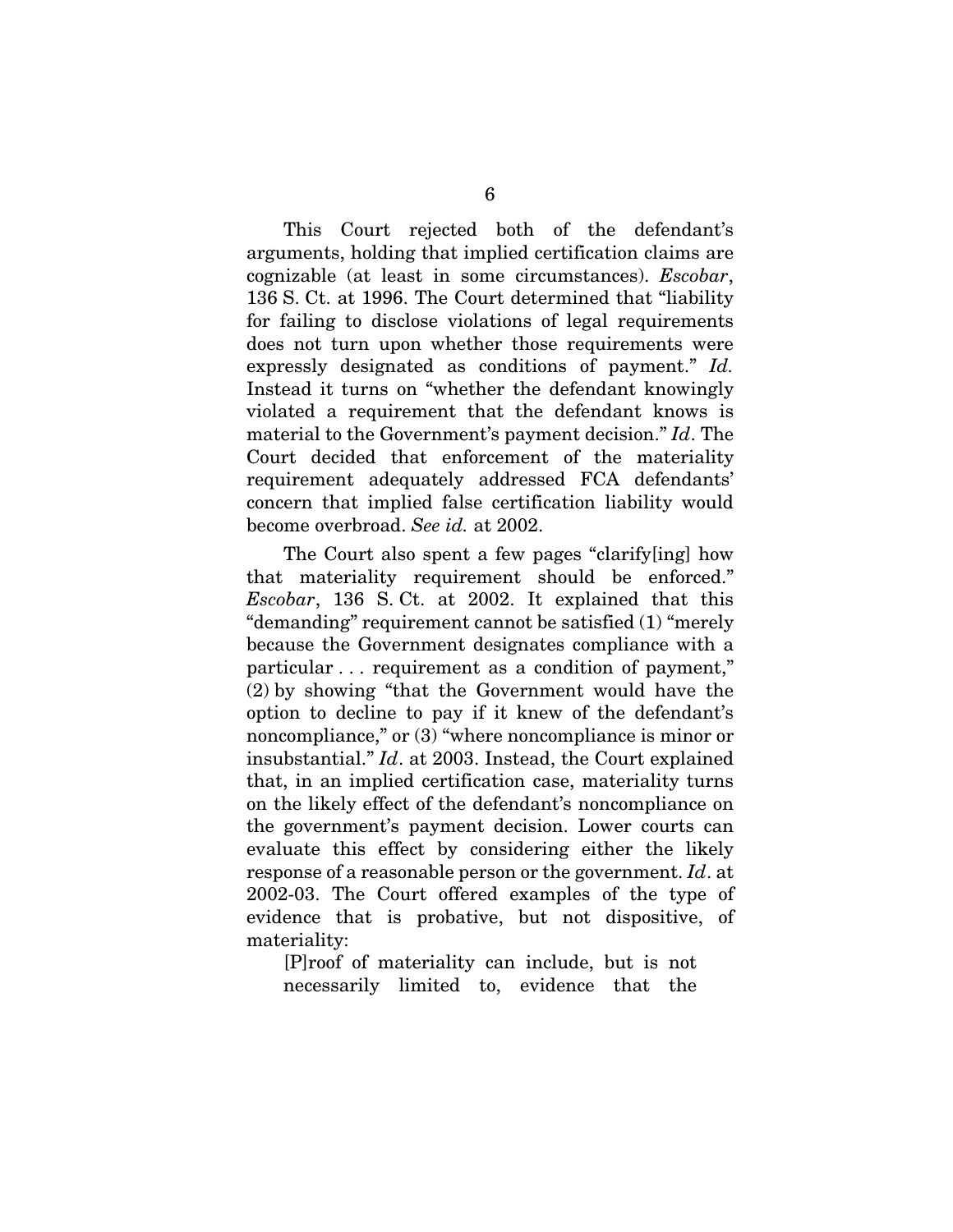This Court rejected both of the defendant's arguments, holding that implied certification claims are cognizable (at least in some circumstances). *Escobar*, 136 S. Ct. at 1996. The Court determined that "liability for failing to disclose violations of legal requirements does not turn upon whether those requirements were expressly designated as conditions of payment." *Id.* Instead it turns on "whether the defendant knowingly violated a requirement that the defendant knows is material to the Government's payment decision." *Id*. The Court decided that enforcement of the materiality requirement adequately addressed FCA defendants' concern that implied false certification liability would become overbroad. *See id.* at 2002.

The Court also spent a few pages "clarify[ing] how that materiality requirement should be enforced." *Escobar*, 136 S. Ct. at 2002. It explained that this "demanding" requirement cannot be satisfied (1) "merely because the Government designates compliance with a particular . . . requirement as a condition of payment," (2) by showing "that the Government would have the option to decline to pay if it knew of the defendant's noncompliance," or (3) "where noncompliance is minor or insubstantial." *Id*. at 2003. Instead, the Court explained that, in an implied certification case, materiality turns on the likely effect of the defendant's noncompliance on the government's payment decision. Lower courts can evaluate this effect by considering either the likely response of a reasonable person or the government. *Id*. at 2002-03. The Court offered examples of the type of evidence that is probative, but not dispositive, of materiality:

> [P]roof of materiality can include, but is not necessarily limited to, evidence that the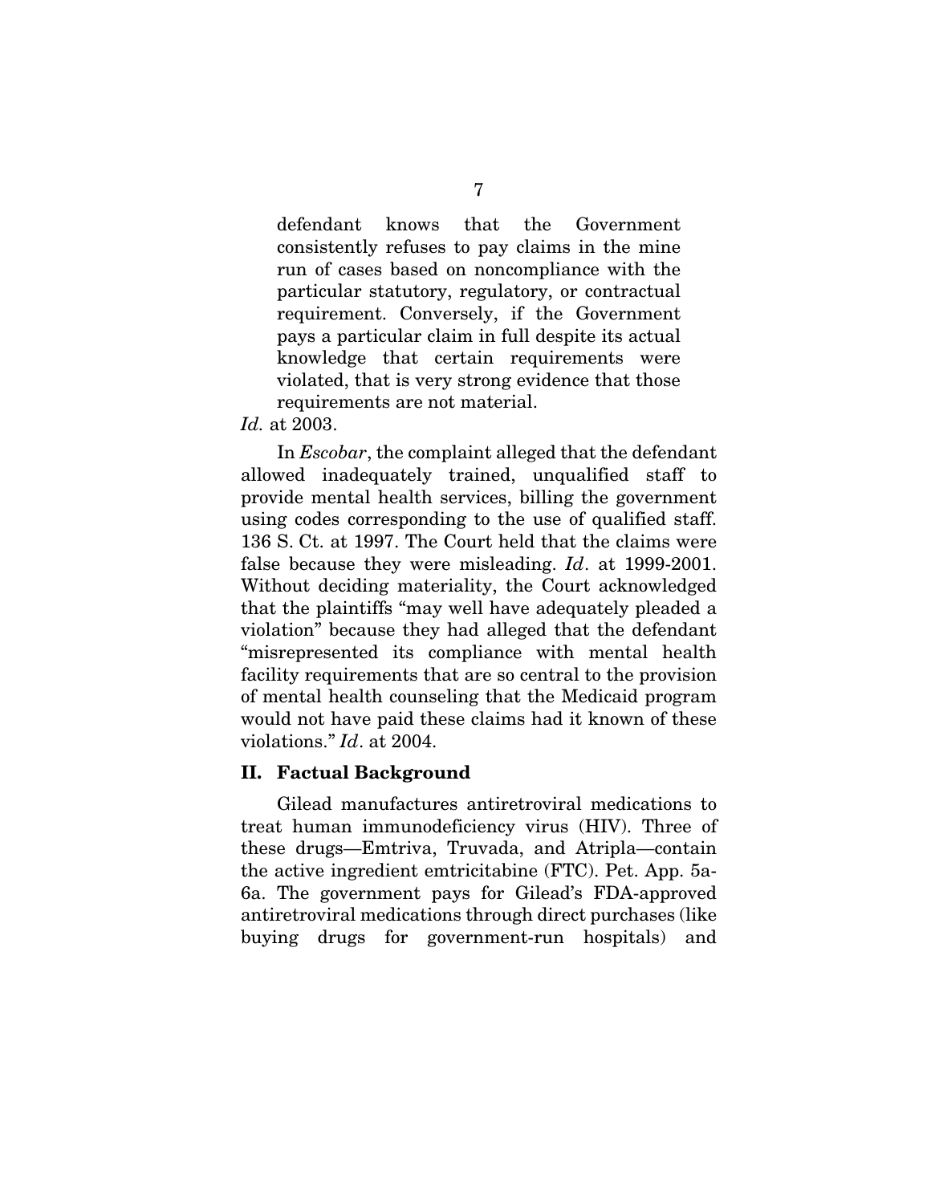> defendant knows that the Government consistently refuses to pay claims in the mine run of cases based on noncompliance with the particular statutory, regulatory, or contractual requirement. Conversely, if the Government pays a particular claim in full despite its actual knowledge that certain requirements were violated, that is very strong evidence that those requirements are not material.

*Id.* at 2003.

In *Escobar*, the complaint alleged that the defendant allowed inadequately trained, unqualified staff to provide mental health services, billing the government using codes corresponding to the use of qualified staff. 136 S. Ct. at 1997. The Court held that the claims were false because they were misleading. *Id*. at 1999-2001. Without deciding materiality, the Court acknowledged that the plaintiffs "may well have adequately pleaded a violation" because they had alleged that the defendant "misrepresented its compliance with mental health facility requirements that are so central to the provision of mental health counseling that the Medicaid program would not have paid these claims had it known of these violations." *Id*. at 2004.

## II. Factual Background

Gilead manufactures antiretroviral medications to treat human immunodeficiency virus (HIV). Three of these drugs—Emtriva, Truvada, and Atripla—contain the active ingredient emtricitabine (FTC). Pet. App. 5a-6a. The government pays for Gilead's FDA-approved antiretroviral medications through direct purchases (like buying drugs for government-run hospitals) and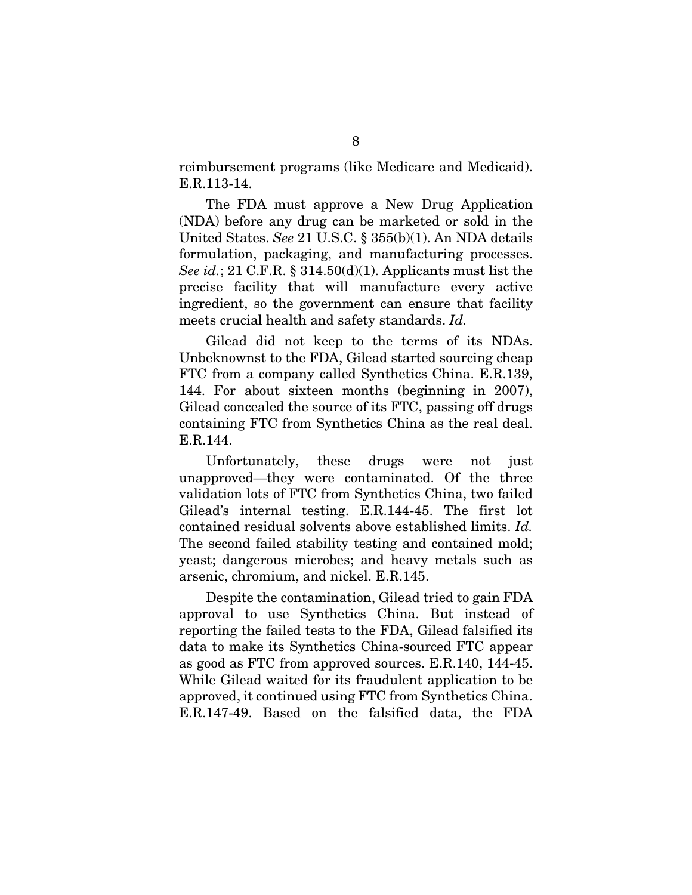reimbursement programs (like Medicare and Medicaid). E.R.113-14.

The FDA must approve a New Drug Application (NDA) before any drug can be marketed or sold in the United States. *See* 21 U.S.C. § 355(b)(1). An NDA details formulation, packaging, and manufacturing processes. *See id.*; 21 C.F.R. § 314.50(d)(1). Applicants must list the precise facility that will manufacture every active ingredient, so the government can ensure that facility meets crucial health and safety standards. *Id.*

Gilead did not keep to the terms of its NDAs. Unbeknownst to the FDA, Gilead started sourcing cheap FTC from a company called Synthetics China. E.R.139, 144. For about sixteen months (beginning in 2007), Gilead concealed the source of its FTC, passing off drugs containing FTC from Synthetics China as the real deal. E.R.144.

Unfortunately, these drugs were not just unapproved—they were contaminated. Of the three validation lots of FTC from Synthetics China, two failed Gilead's internal testing. E.R.144-45. The first lot contained residual solvents above established limits. *Id.* The second failed stability testing and contained mold; yeast; dangerous microbes; and heavy metals such as arsenic, chromium, and nickel. E.R.145.

Despite the contamination, Gilead tried to gain FDA approval to use Synthetics China. But instead of reporting the failed tests to the FDA, Gilead falsified its data to make its Synthetics China-sourced FTC appear as good as FTC from approved sources. E.R.140, 144-45. While Gilead waited for its fraudulent application to be approved, it continued using FTC from Synthetics China. E.R.147-49. Based on the falsified data, the FDA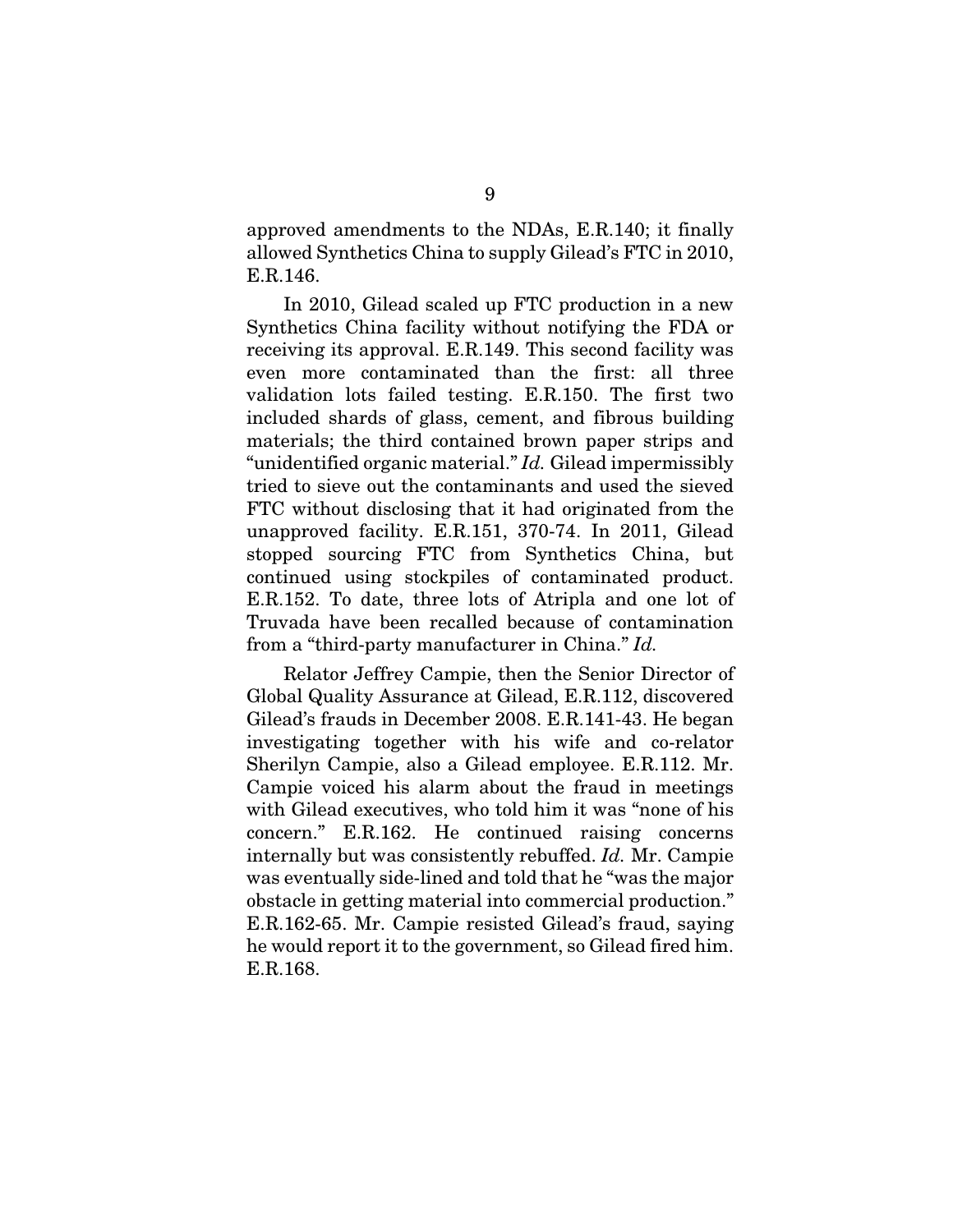approved amendments to the NDAs, E.R.140; it finally allowed Synthetics China to supply Gilead's FTC in 2010, E.R.146.

In 2010, Gilead scaled up FTC production in a new Synthetics China facility without notifying the FDA or receiving its approval. E.R.149. This second facility was even more contaminated than the first: all three validation lots failed testing. E.R.150. The first two included shards of glass, cement, and fibrous building materials; the third contained brown paper strips and "unidentified organic material." *Id.* Gilead impermissibly tried to sieve out the contaminants and used the sieved FTC without disclosing that it had originated from the unapproved facility. E.R.151, 370-74. In 2011, Gilead stopped sourcing FTC from Synthetics China, but continued using stockpiles of contaminated product. E.R.152. To date, three lots of Atripla and one lot of Truvada have been recalled because of contamination from a "third-party manufacturer in China." *Id.*

Relator Jeffrey Campie, then the Senior Director of Global Quality Assurance at Gilead, E.R.112, discovered Gilead's frauds in December 2008. E.R.141-43. He began investigating together with his wife and co-relator Sherilyn Campie, also a Gilead employee. E.R.112. Mr. Campie voiced his alarm about the fraud in meetings with Gilead executives, who told him it was "none of his concern." E.R.162. He continued raising concerns internally but was consistently rebuffed. *Id.* Mr. Campie was eventually side-lined and told that he "was the major obstacle in getting material into commercial production." E.R.162-65. Mr. Campie resisted Gilead's fraud, saying he would report it to the government, so Gilead fired him. E.R.168.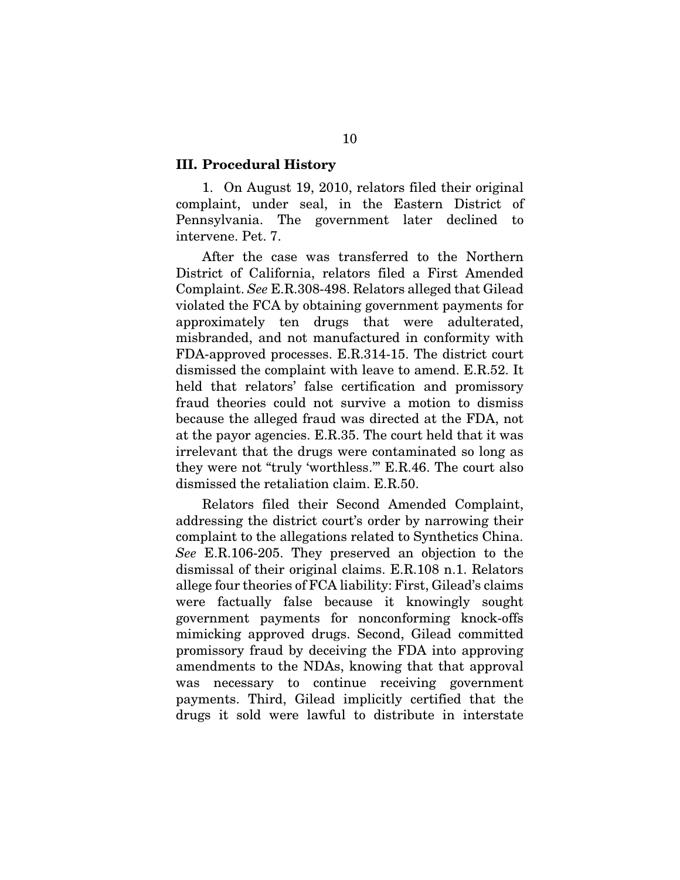### III. Procedural History

1. On August 19, 2010, relators filed their original complaint, under seal, in the Eastern District of Pennsylvania. The government later declined to intervene. Pet. 7.

After the case was transferred to the Northern District of California, relators filed a First Amended Complaint. *See* E.R.308-498. Relators alleged that Gilead violated the FCA by obtaining government payments for approximately ten drugs that were adulterated, misbranded, and not manufactured in conformity with FDA-approved processes. E.R.314-15. The district court dismissed the complaint with leave to amend. E.R.52. It held that relators' false certification and promissory fraud theories could not survive a motion to dismiss because the alleged fraud was directed at the FDA, not at the payor agencies. E.R.35. The court held that it was irrelevant that the drugs were contaminated so long as they were not "truly 'worthless.'" E.R.46. The court also dismissed the retaliation claim. E.R.50.

Relators filed their Second Amended Complaint, addressing the district court's order by narrowing their complaint to the allegations related to Synthetics China. *See* E.R.106-205. They preserved an objection to the dismissal of their original claims. E.R.108 n.1. Relators allege four theories of FCA liability: First, Gilead's claims were factually false because it knowingly sought government payments for nonconforming knock-offs mimicking approved drugs. Second, Gilead committed promissory fraud by deceiving the FDA into approving amendments to the NDAs, knowing that that approval was necessary to continue receiving government payments. Third, Gilead implicitly certified that the drugs it sold were lawful to distribute in interstate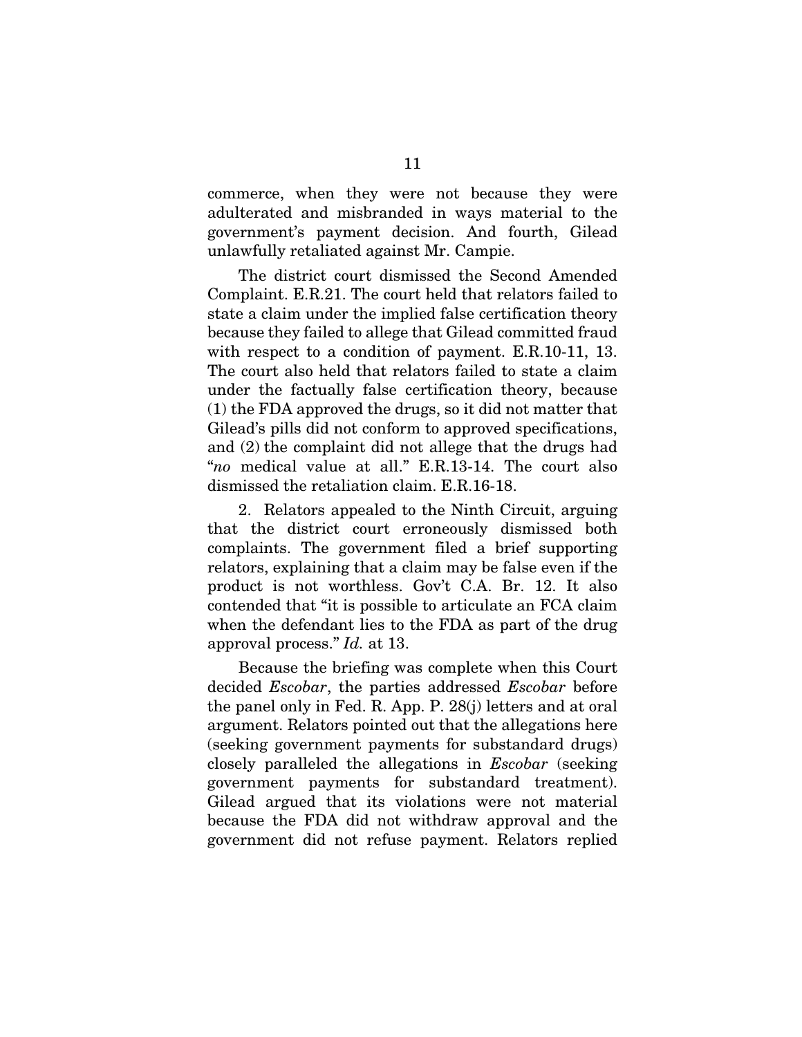commerce, when they were not because they were adulterated and misbranded in ways material to the government's payment decision. And fourth, Gilead unlawfully retaliated against Mr. Campie.

The district court dismissed the Second Amended Complaint. E.R.21. The court held that relators failed to state a claim under the implied false certification theory because they failed to allege that Gilead committed fraud with respect to a condition of payment. E.R.10-11, 13. The court also held that relators failed to state a claim under the factually false certification theory, because (1) the FDA approved the drugs, so it did not matter that Gilead's pills did not conform to approved specifications, and (2) the complaint did not allege that the drugs had "*no* medical value at all." E.R.13-14. The court also dismissed the retaliation claim. E.R.16-18.

2. Relators appealed to the Ninth Circuit, arguing that the district court erroneously dismissed both complaints. The government filed a brief supporting relators, explaining that a claim may be false even if the product is not worthless. Gov't C.A. Br. 12. It also contended that "it is possible to articulate an FCA claim when the defendant lies to the FDA as part of the drug approval process." *Id.* at 13.

Because the briefing was complete when this Court decided *Escobar*, the parties addressed *Escobar* before the panel only in Fed. R. App. P. 28(j) letters and at oral argument. Relators pointed out that the allegations here (seeking government payments for substandard drugs) closely paralleled the allegations in *Escobar* (seeking government payments for substandard treatment). Gilead argued that its violations were not material because the FDA did not withdraw approval and the government did not refuse payment. Relators replied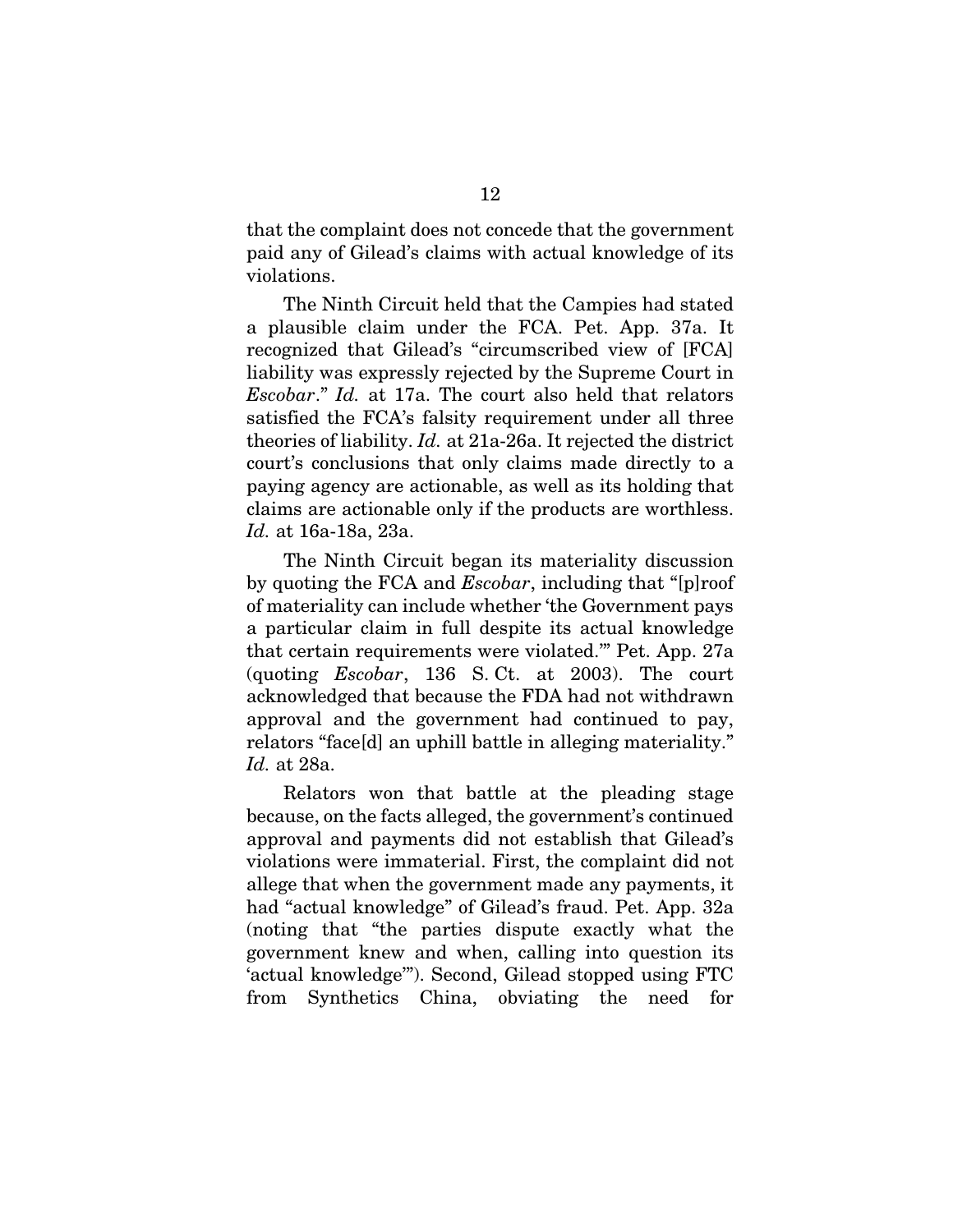that the complaint does not concede that the government paid any of Gilead's claims with actual knowledge of its violations.

The Ninth Circuit held that the Campies had stated a plausible claim under the FCA. Pet. App. 37a. It recognized that Gilead's "circumscribed view of [FCA] liability was expressly rejected by the Supreme Court in *Escobar*." *Id.* at 17a. The court also held that relators satisfied the FCA's falsity requirement under all three theories of liability. *Id.* at 21a-26a. It rejected the district court's conclusions that only claims made directly to a paying agency are actionable, as well as its holding that claims are actionable only if the products are worthless. *Id.* at 16a-18a, 23a.

The Ninth Circuit began its materiality discussion by quoting the FCA and *Escobar*, including that "[p]roof of materiality can include whether 'the Government pays a particular claim in full despite its actual knowledge that certain requirements were violated.'" Pet. App. 27a (quoting *Escobar*, 136 S. Ct. at 2003). The court acknowledged that because the FDA had not withdrawn approval and the government had continued to pay, relators "face[d] an uphill battle in alleging materiality." *Id.* at 28a.

Relators won that battle at the pleading stage because, on the facts alleged, the government's continued approval and payments did not establish that Gilead's violations were immaterial. First, the complaint did not allege that when the government made any payments, it had "actual knowledge" of Gilead's fraud. Pet. App. 32a (noting that "the parties dispute exactly what the government knew and when, calling into question its 'actual knowledge'"). Second, Gilead stopped using FTC from Synthetics China, obviating the need for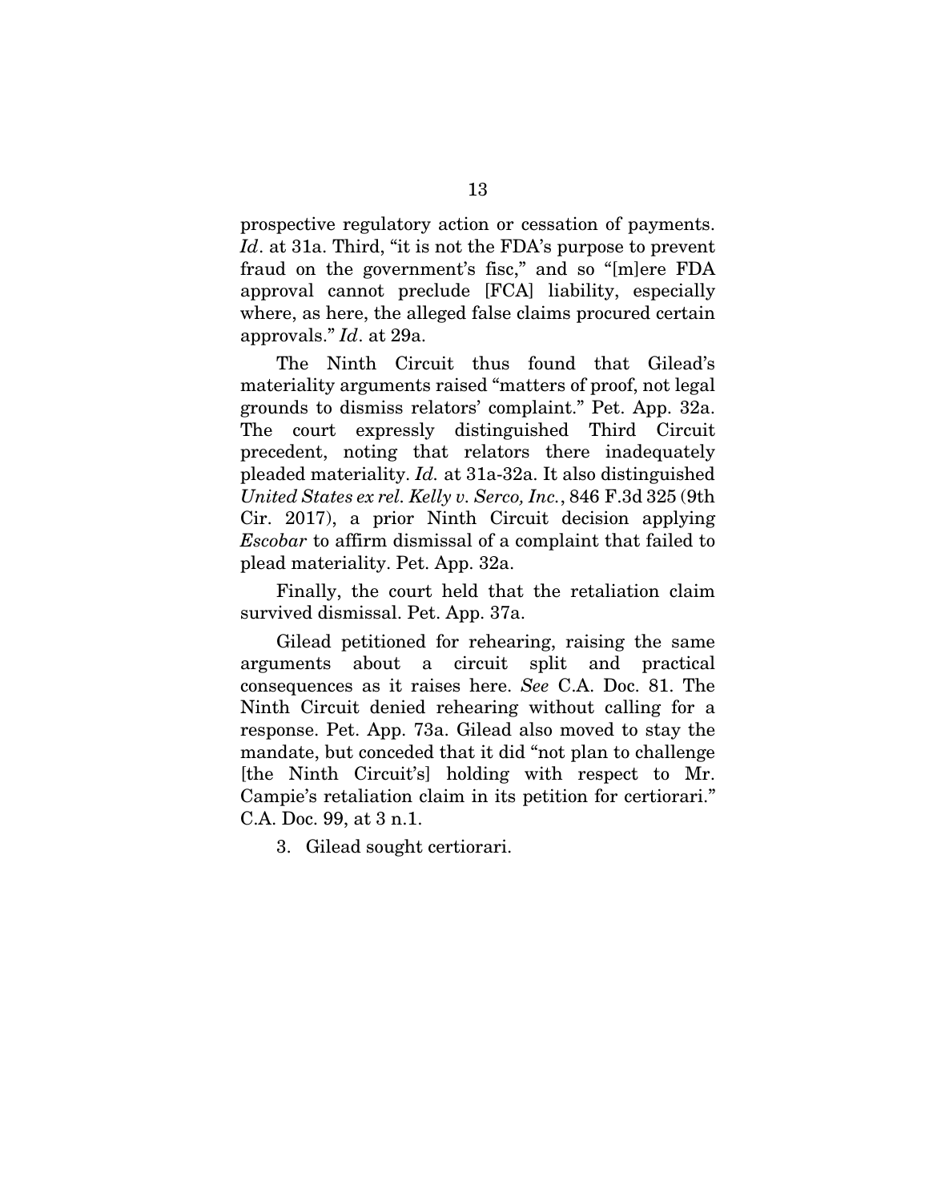prospective regulatory action or cessation of payments. *Id*. at 31a. Third, "it is not the FDA's purpose to prevent fraud on the government's fisc," and so "[m]ere FDA approval cannot preclude [FCA] liability, especially where, as here, the alleged false claims procured certain approvals." *Id*. at 29a.

The Ninth Circuit thus found that Gilead's materiality arguments raised "matters of proof, not legal grounds to dismiss relators' complaint." Pet. App. 32a. The court expressly distinguished Third Circuit precedent, noting that relators there inadequately pleaded materiality. *Id.* at 31a-32a. It also distinguished *United States ex rel. Kelly v. Serco, Inc.*, 846 F.3d 325 (9th Cir. 2017), a prior Ninth Circuit decision applying *Escobar* to affirm dismissal of a complaint that failed to plead materiality. Pet. App. 32a.

Finally, the court held that the retaliation claim survived dismissal. Pet. App. 37a.

Gilead petitioned for rehearing, raising the same arguments about a circuit split and practical consequences as it raises here. *See* C.A. Doc. 81. The Ninth Circuit denied rehearing without calling for a response. Pet. App. 73a. Gilead also moved to stay the mandate, but conceded that it did "not plan to challenge [the Ninth Circuit's] holding with respect to Mr. Campie's retaliation claim in its petition for certiorari." C.A. Doc. 99, at 3 n.1.

3. Gilead sought certiorari.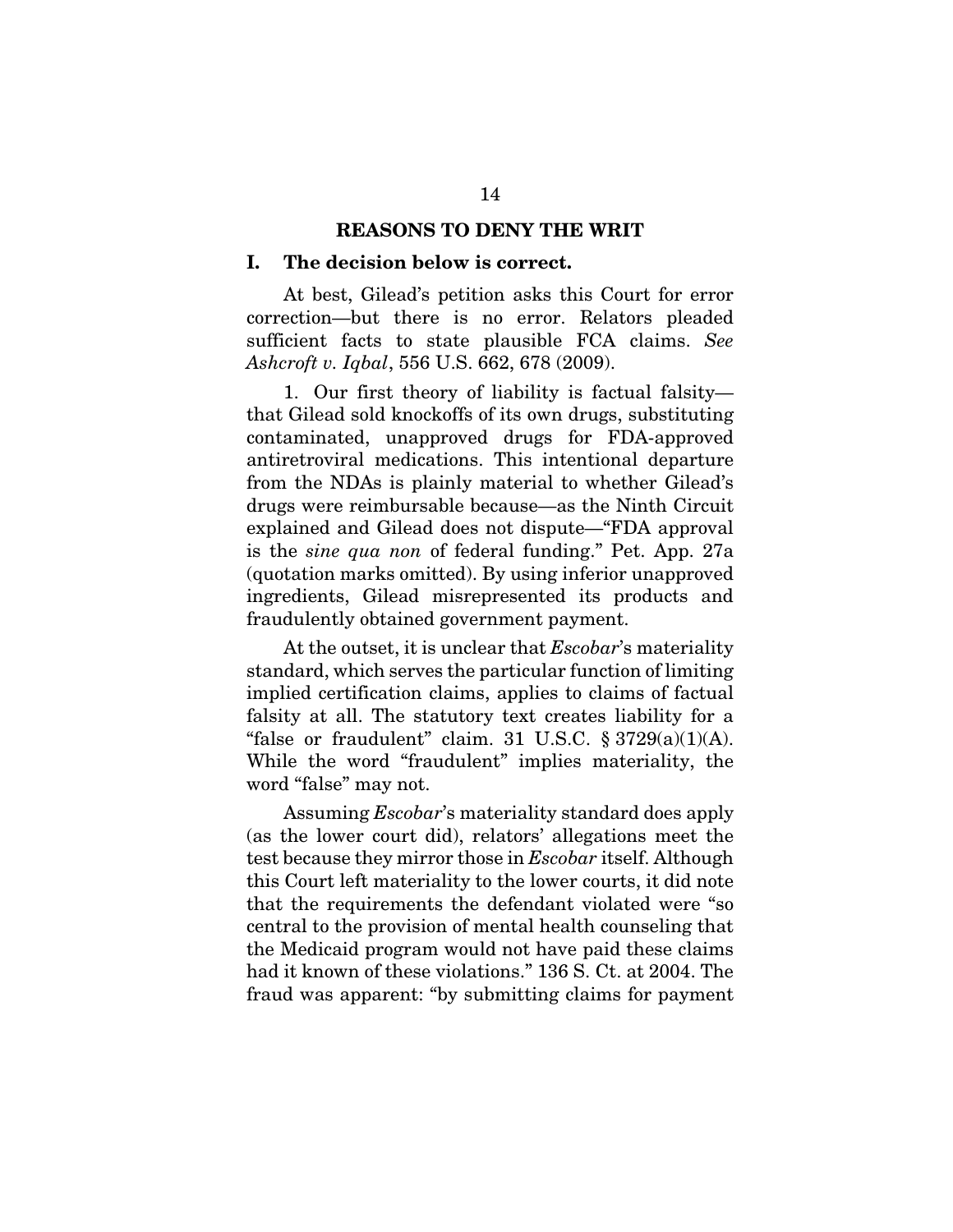## REASONS TO DENY THE WRIT

### I. The decision below is correct.

At best, Gilead's petition asks this Court for error correction—but there is no error. Relators pleaded sufficient facts to state plausible FCA claims. *See Ashcroft v. Iqbal*, 556 U.S. 662, 678 (2009).

1. Our first theory of liability is factual falsity—that Gilead sold knockoffs of its own drugs, substituting contaminated, unapproved drugs for FDA-approved antiretroviral medications. This intentional departure from the NDAs is plainly material to whether Gilead's drugs were reimbursable because—as the Ninth Circuit explained and Gilead does not dispute—"FDA approval is the *sine qua non* of federal funding." Pet. App. 27a (quotation marks omitted). By using inferior unapproved ingredients, Gilead misrepresented its products and fraudulently obtained government payment.

At the outset, it is unclear that *Escobar*'s materiality standard, which serves the particular function of limiting implied certification claims, applies to claims of factual falsity at all. The statutory text creates liability for a "false or fraudulent" claim. 31 U.S.C. § 3729(a)(1)(A). While the word "fraudulent" implies materiality, the word "false" may not.

Assuming *Escobar*'s materiality standard does apply (as the lower court did), relators' allegations meet the test because they mirror those in *Escobar* itself. Although this Court left materiality to the lower courts, it did note that the requirements the defendant violated were "so central to the provision of mental health counseling that the Medicaid program would not have paid these claims had it known of these violations." 136 S. Ct. at 2004. The fraud was apparent: "by submitting claims for payment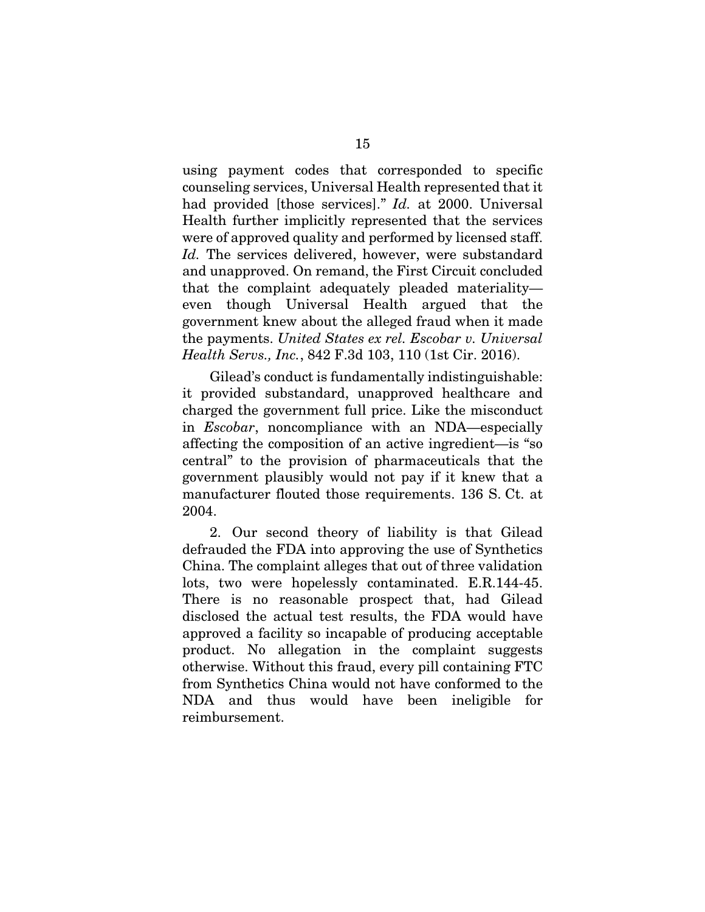using payment codes that corresponded to specific counseling services, Universal Health represented that it had provided [those services]." *Id.* at 2000. Universal Health further implicitly represented that the services were of approved quality and performed by licensed staff. *Id.* The services delivered, however, were substandard and unapproved. On remand, the First Circuit concluded that the complaint adequately pleaded materiality—even though Universal Health argued that the government knew about the alleged fraud when it made the payments. *United States ex rel. Escobar v. Universal Health Servs., Inc.*, 842 F.3d 103, 110 (1st Cir. 2016).

Gilead's conduct is fundamentally indistinguishable: it provided substandard, unapproved healthcare and charged the government full price. Like the misconduct in *Escobar*, noncompliance with an NDA—especially affecting the composition of an active ingredient—is "so central" to the provision of pharmaceuticals that the government plausibly would not pay if it knew that a manufacturer flouted those requirements. 136 S. Ct. at 2004.

2. Our second theory of liability is that Gilead defrauded the FDA into approving the use of Synthetics China. The complaint alleges that out of three validation lots, two were hopelessly contaminated. E.R.144-45. There is no reasonable prospect that, had Gilead disclosed the actual test results, the FDA would have approved a facility so incapable of producing acceptable product. No allegation in the complaint suggests otherwise. Without this fraud, every pill containing FTC from Synthetics China would not have conformed to the NDA and thus would have been ineligible for reimbursement.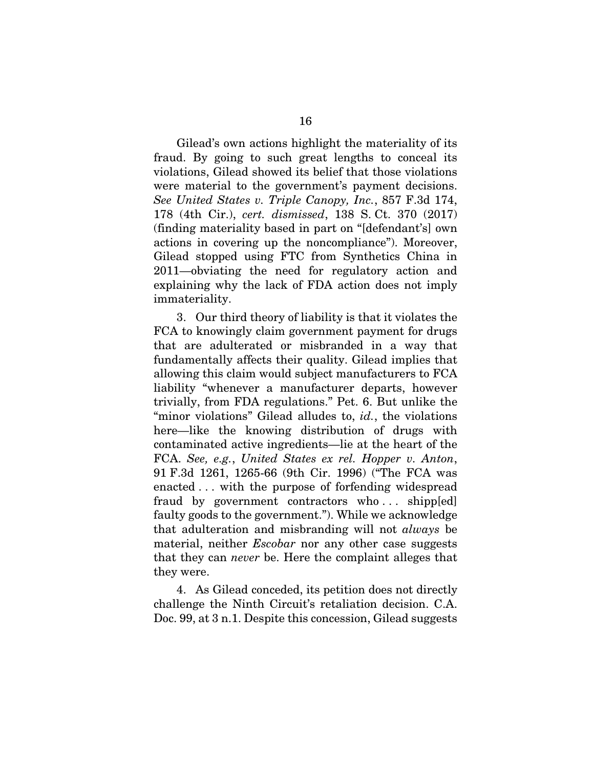Gilead's own actions highlight the materiality of its fraud. By going to such great lengths to conceal its violations, Gilead showed its belief that those violations were material to the government's payment decisions. *See United States v. Triple Canopy, Inc.*, 857 F.3d 174, 178 (4th Cir.), *cert. dismissed*, 138 S. Ct. 370 (2017) (finding materiality based in part on "[defendant's] own actions in covering up the noncompliance"). Moreover, Gilead stopped using FTC from Synthetics China in 2011—obviating the need for regulatory action and explaining why the lack of FDA action does not imply immateriality.

3. Our third theory of liability is that it violates the FCA to knowingly claim government payment for drugs that are adulterated or misbranded in a way that fundamentally affects their quality. Gilead implies that allowing this claim would subject manufacturers to FCA liability "whenever a manufacturer departs, however trivially, from FDA regulations." Pet. 6. But unlike the "minor violations" Gilead alludes to, *id.*, the violations here—like the knowing distribution of drugs with contaminated active ingredients—lie at the heart of the FCA. *See, e.g.*, *United States ex rel. Hopper v. Anton*, 91 F.3d 1261, 1265-66 (9th Cir. 1996) ("The FCA was enacted . . . with the purpose of forfending widespread fraud by government contractors who . . . shipp[ed] faulty goods to the government."). While we acknowledge that adulteration and misbranding will not *always* be material, neither *Escobar* nor any other case suggests that they can *never* be. Here the complaint alleges that they were.

4. As Gilead conceded, its petition does not directly challenge the Ninth Circuit's retaliation decision. C.A. Doc. 99, at 3 n.1. Despite this concession, Gilead suggests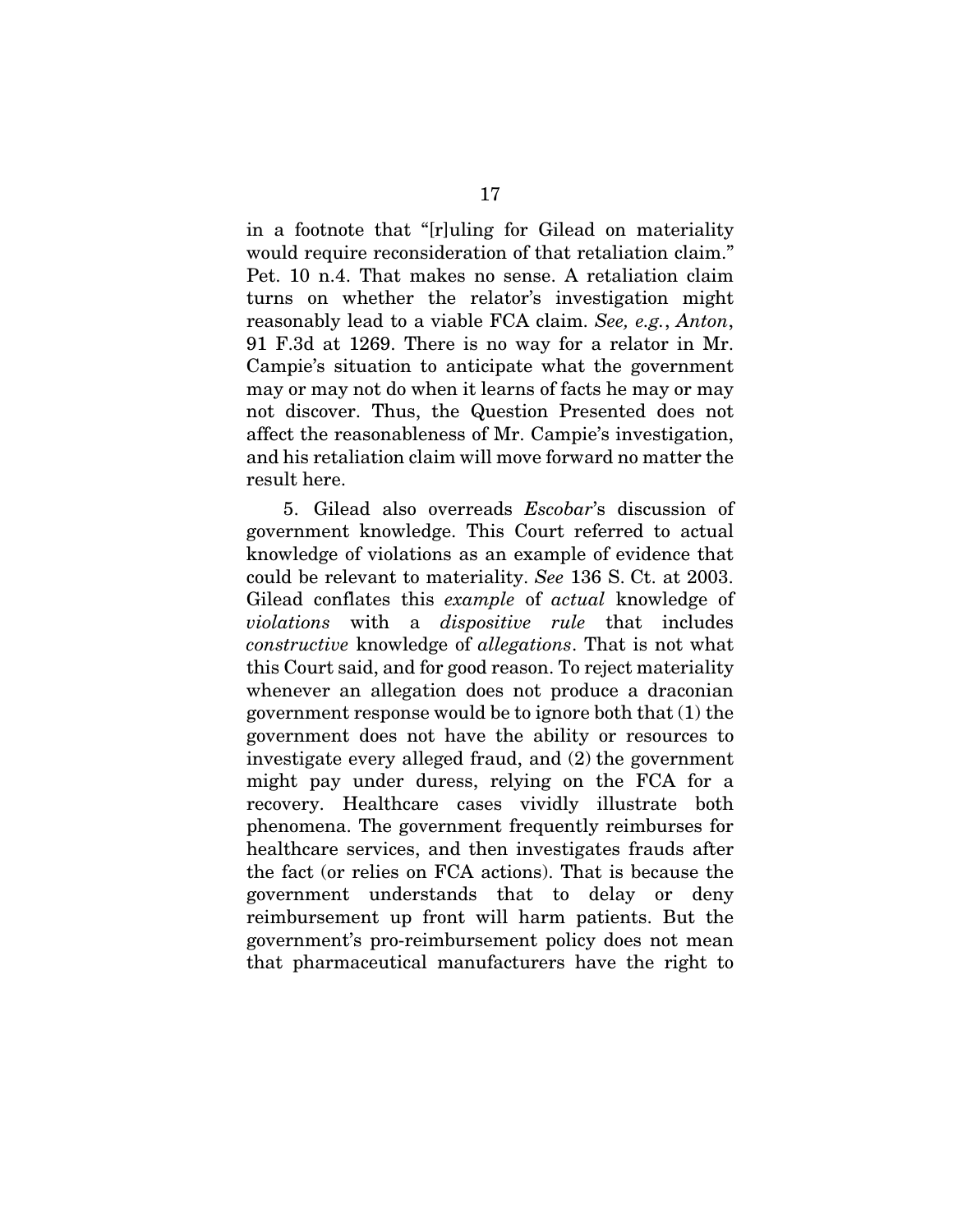in a footnote that "[r]uling for Gilead on materiality would require reconsideration of that retaliation claim." Pet. 10 n.4. That makes no sense. A retaliation claim turns on whether the relator's investigation might reasonably lead to a viable FCA claim. *See, e.g.*, *Anton*, 91 F.3d at 1269. There is no way for a relator in Mr. Campie's situation to anticipate what the government may or may not do when it learns of facts he may or may not discover. Thus, the Question Presented does not affect the reasonableness of Mr. Campie's investigation, and his retaliation claim will move forward no matter the result here.

5. Gilead also overreads *Escobar*'s discussion of government knowledge. This Court referred to actual knowledge of violations as an example of evidence that could be relevant to materiality. *See* 136 S. Ct. at 2003. Gilead conflates this *example* of *actual* knowledge of *violations* with a *dispositive rule* that includes *constructive* knowledge of *allegations*. That is not what this Court said, and for good reason. To reject materiality whenever an allegation does not produce a draconian government response would be to ignore both that (1) the government does not have the ability or resources to investigate every alleged fraud, and (2) the government might pay under duress, relying on the FCA for a recovery. Healthcare cases vividly illustrate both phenomena. The government frequently reimburses for healthcare services, and then investigates frauds after the fact (or relies on FCA actions). That is because the government understands that to delay or deny reimbursement up front will harm patients. But the government's pro-reimbursement policy does not mean that pharmaceutical manufacturers have the right to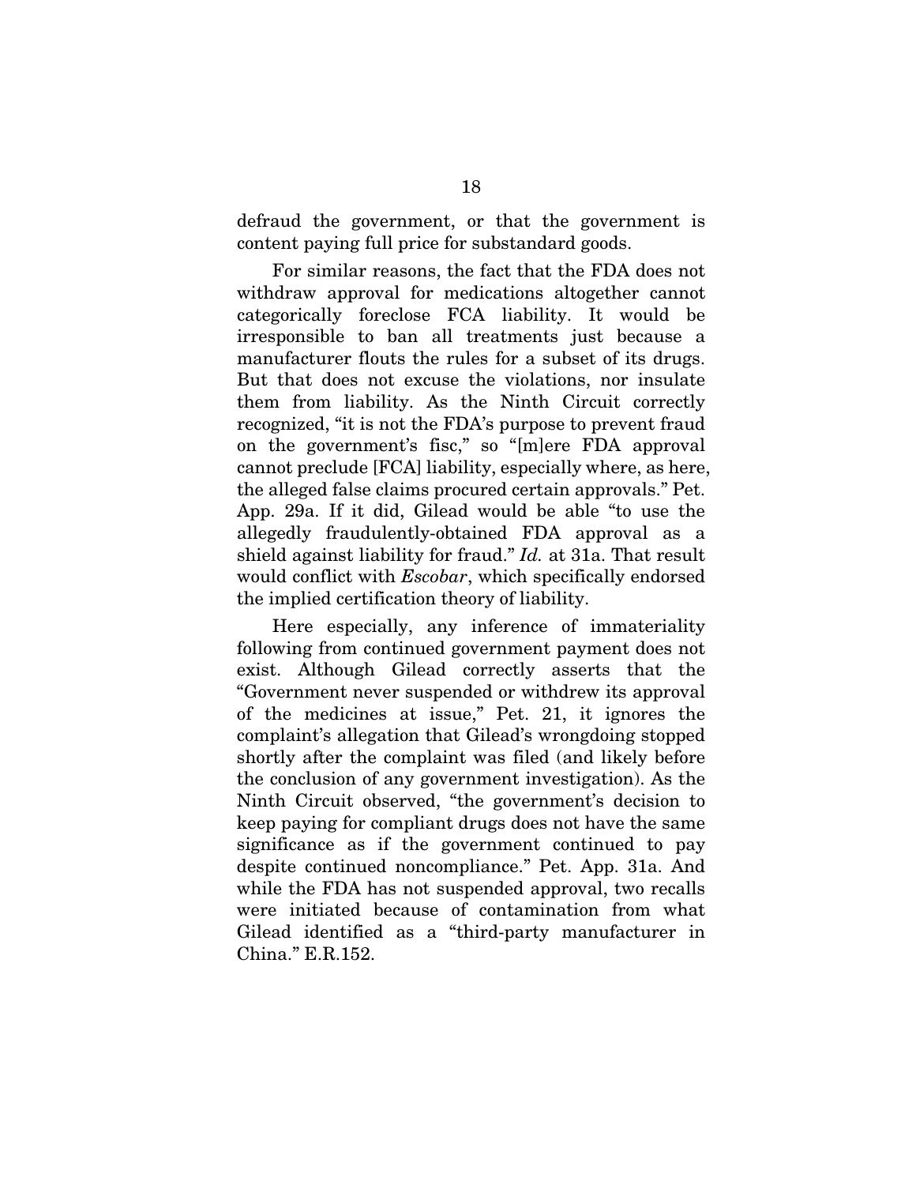defraud the government, or that the government is content paying full price for substandard goods.

For similar reasons, the fact that the FDA does not withdraw approval for medications altogether cannot categorically foreclose FCA liability. It would be irresponsible to ban all treatments just because a manufacturer flouts the rules for a subset of its drugs. But that does not excuse the violations, nor insulate them from liability. As the Ninth Circuit correctly recognized, "it is not the FDA's purpose to prevent fraud on the government's fisc," so "[m]ere FDA approval cannot preclude [FCA] liability, especially where, as here, the alleged false claims procured certain approvals." Pet. App. 29a. If it did, Gilead would be able "to use the allegedly fraudulently-obtained FDA approval as a shield against liability for fraud." *Id.* at 31a. That result would conflict with *Escobar*, which specifically endorsed the implied certification theory of liability.

Here especially, any inference of immateriality following from continued government payment does not exist. Although Gilead correctly asserts that the "Government never suspended or withdrew its approval of the medicines at issue," Pet. 21, it ignores the complaint's allegation that Gilead's wrongdoing stopped shortly after the complaint was filed (and likely before the conclusion of any government investigation). As the Ninth Circuit observed, "the government's decision to keep paying for compliant drugs does not have the same significance as if the government continued to pay despite continued noncompliance." Pet. App. 31a. And while the FDA has not suspended approval, two recalls were initiated because of contamination from what Gilead identified as a "third-party manufacturer in China." E.R.152.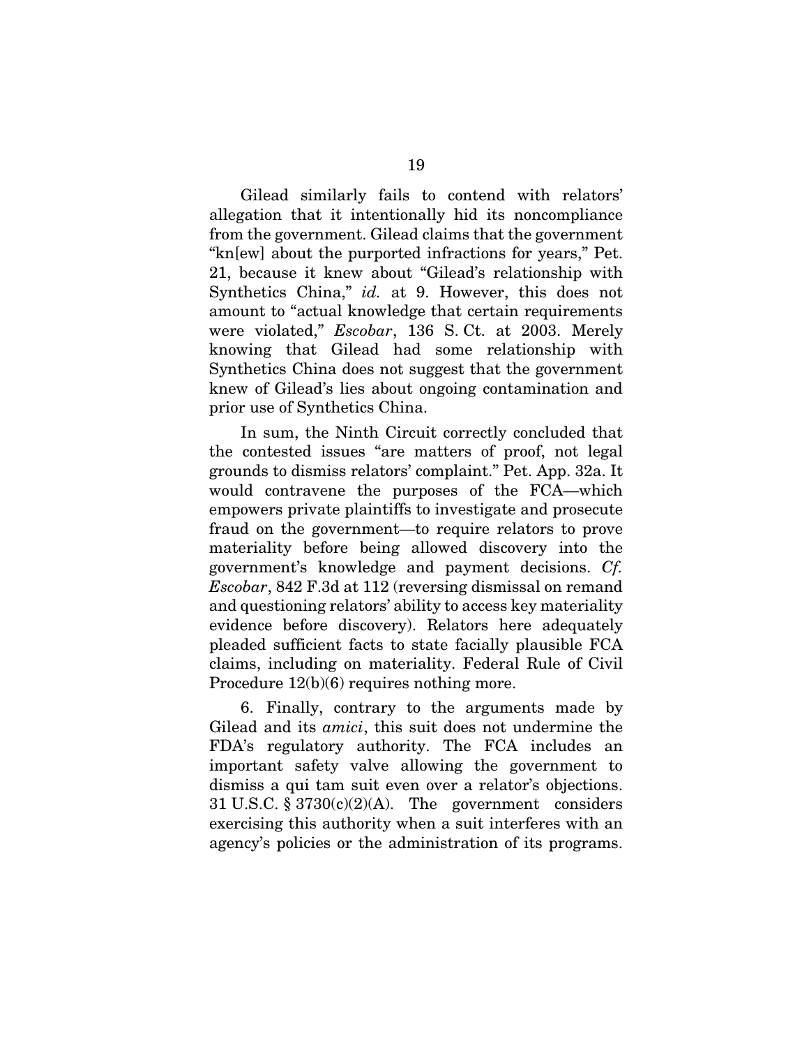Gilead similarly fails to contend with relators' allegation that it intentionally hid its noncompliance from the government. Gilead claims that the government "kn[ew] about the purported infractions for years," Pet. 21, because it knew about "Gilead's relationship with Synthetics China," *id.* at 9. However, this does not amount to "actual knowledge that certain requirements were violated," *Escobar*, 136 S. Ct. at 2003. Merely knowing that Gilead had some relationship with Synthetics China does not suggest that the government knew of Gilead's lies about ongoing contamination and prior use of Synthetics China.

In sum, the Ninth Circuit correctly concluded that the contested issues "are matters of proof, not legal grounds to dismiss relators' complaint." Pet. App. 32a. It would contravene the purposes of the FCA—which empowers private plaintiffs to investigate and prosecute fraud on the government—to require relators to prove materiality before being allowed discovery into the government's knowledge and payment decisions. *Cf. Escobar*, 842 F.3d at 112 (reversing dismissal on remand and questioning relators' ability to access key materiality evidence before discovery). Relators here adequately pleaded sufficient facts to state facially plausible FCA claims, including on materiality. Federal Rule of Civil Procedure 12(b)(6) requires nothing more.

6. Finally, contrary to the arguments made by Gilead and its *amici*, this suit does not undermine the FDA's regulatory authority. The FCA includes an important safety valve allowing the government to dismiss a qui tam suit even over a relator's objections. 31 U.S.C. § 3730(c)(2)(A). The government considers exercising this authority when a suit interferes with an agency's policies or the administration of its programs.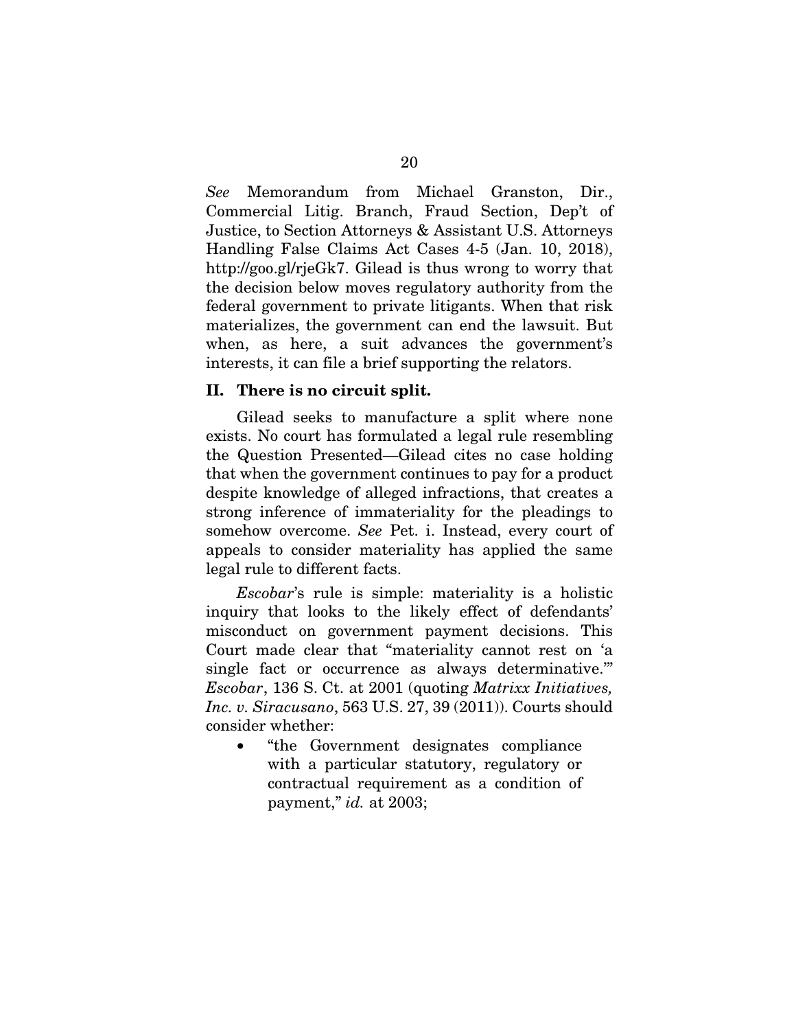*See* Memorandum from Michael Granston, Dir., Commercial Litig. Branch, Fraud Section, Dep't of Justice, to Section Attorneys & Assistant U.S. Attorneys Handling False Claims Act Cases 4-5 (Jan. 10, 2018), http://goo.gl/rjeGk7. Gilead is thus wrong to worry that the decision below moves regulatory authority from the federal government to private litigants. When that risk materializes, the government can end the lawsuit. But when, as here, a suit advances the government's interests, it can file a brief supporting the relators.

## II. There is no circuit split.

Gilead seeks to manufacture a split where none exists. No court has formulated a legal rule resembling the Question Presented—Gilead cites no case holding that when the government continues to pay for a product despite knowledge of alleged infractions, that creates a strong inference of immateriality for the pleadings to somehow overcome. *See* Pet. i. Instead, every court of appeals to consider materiality has applied the same legal rule to different facts.

*Escobar*'s rule is simple: materiality is a holistic inquiry that looks to the likely effect of defendants' misconduct on government payment decisions. This Court made clear that "materiality cannot rest on 'a single fact or occurrence as always determinative.'" *Escobar*, 136 S. Ct. at 2001 (quoting *Matrixx Initiatives, Inc. v. Siracusano*, 563 U.S. 27, 39 (2011)). Courts should consider whether:

- "the Government designates compliance with a particular statutory, regulatory or contractual requirement as a condition of payment," *id.* at 2003;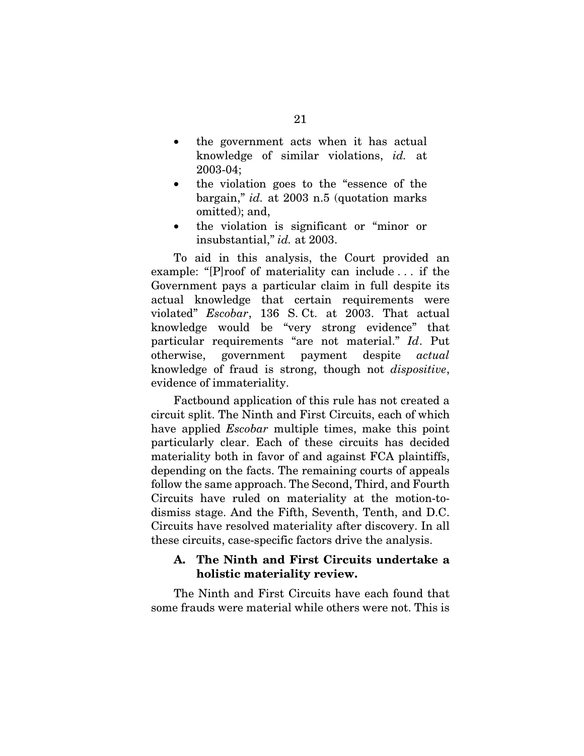- the government acts when it has actual knowledge of similar violations, *id.* at 2003-04;
- the violation goes to the "essence of the bargain," *id.* at 2003 n.5 (quotation marks omitted); and,
- the violation is significant or "minor or insubstantial," *id.* at 2003.

To aid in this analysis, the Court provided an example: "[P]roof of materiality can include . . . if the Government pays a particular claim in full despite its actual knowledge that certain requirements were violated" *Escobar*, 136 S. Ct. at 2003. That actual knowledge would be "very strong evidence" that particular requirements "are not material." *Id*. Put otherwise, government payment despite *actual* knowledge of fraud is strong, though not *dispositive*, evidence of immateriality.

Factbound application of this rule has not created a circuit split. The Ninth and First Circuits, each of which have applied *Escobar* multiple times, make this point particularly clear. Each of these circuits has decided materiality both in favor of and against FCA plaintiffs, depending on the facts. The remaining courts of appeals follow the same approach. The Second, Third, and Fourth Circuits have ruled on materiality at the motion-to-dismiss stage. And the Fifth, Seventh, Tenth, and D.C. Circuits have resolved materiality after discovery. In all these circuits, case-specific factors drive the analysis.

### A. The Ninth and First Circuits undertake a holistic materiality review.

The Ninth and First Circuits have each found that some frauds were material while others were not. This is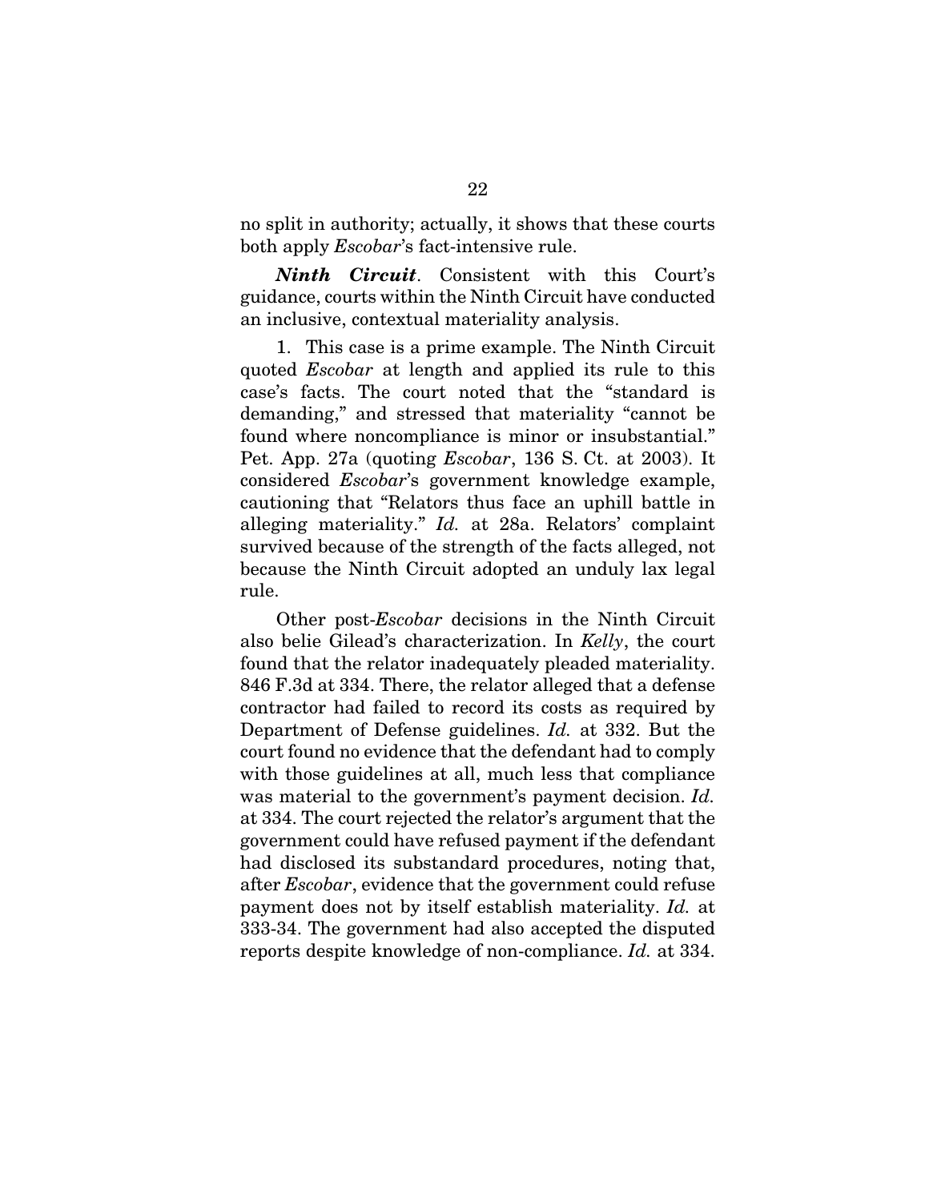no split in authority; actually, it shows that these courts both apply *Escobar*'s fact-intensive rule.

***Ninth Circuit***. Consistent with this Court's guidance, courts within the Ninth Circuit have conducted an inclusive, contextual materiality analysis.

1. This case is a prime example. The Ninth Circuit quoted *Escobar* at length and applied its rule to this case's facts. The court noted that the "standard is demanding," and stressed that materiality "cannot be found where noncompliance is minor or insubstantial." Pet. App. 27a (quoting *Escobar*, 136 S. Ct. at 2003). It considered *Escobar*'s government knowledge example, cautioning that "Relators thus face an uphill battle in alleging materiality." *Id.* at 28a. Relators' complaint survived because of the strength of the facts alleged, not because the Ninth Circuit adopted an unduly lax legal rule.

Other post-*Escobar* decisions in the Ninth Circuit also belie Gilead's characterization. In *Kelly*, the court found that the relator inadequately pleaded materiality. 846 F.3d at 334. There, the relator alleged that a defense contractor had failed to record its costs as required by Department of Defense guidelines. *Id.* at 332. But the court found no evidence that the defendant had to comply with those guidelines at all, much less that compliance was material to the government's payment decision. *Id.* at 334. The court rejected the relator's argument that the government could have refused payment if the defendant had disclosed its substandard procedures, noting that, after *Escobar*, evidence that the government could refuse payment does not by itself establish materiality. *Id.* at 333-34. The government had also accepted the disputed reports despite knowledge of non-compliance. *Id.* at 334.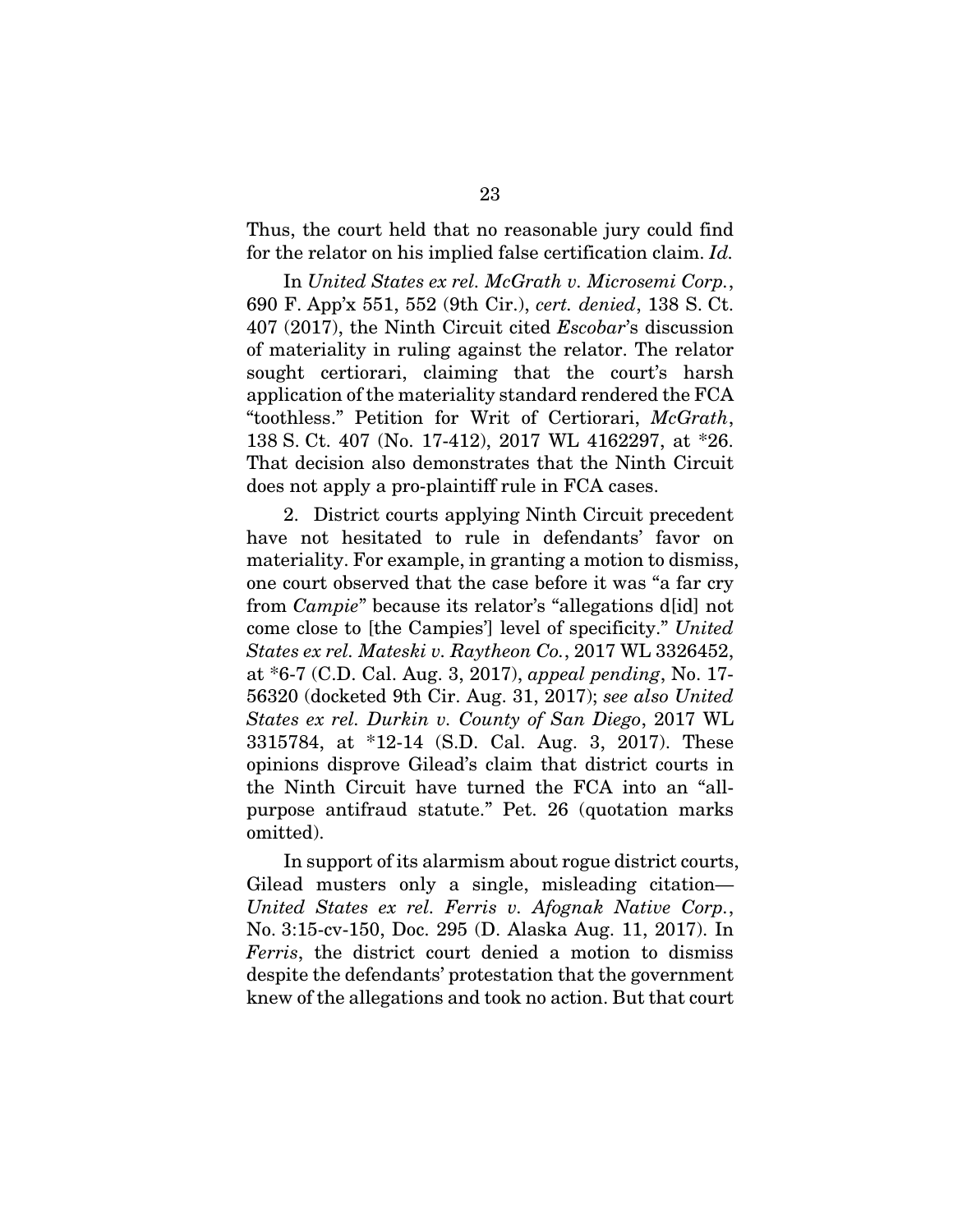Thus, the court held that no reasonable jury could find for the relator on his implied false certification claim. *Id.*

In *United States ex rel. McGrath v. Microsemi Corp.*, 690 F. App'x 551, 552 (9th Cir.), *cert. denied*, 138 S. Ct. 407 (2017), the Ninth Circuit cited *Escobar*'s discussion of materiality in ruling against the relator. The relator sought certiorari, claiming that the court's harsh application of the materiality standard rendered the FCA "toothless." Petition for Writ of Certiorari, *McGrath*, 138 S. Ct. 407 (No. 17-412), 2017 WL 4162297, at *26. That decision also demonstrates that the Ninth Circuit does not apply a pro-plaintiff rule in FCA cases.

2. District courts applying Ninth Circuit precedent have not hesitated to rule in defendants' favor on materiality. For example, in granting a motion to dismiss, one court observed that the case before it was "a far cry from *Campie*" because its relator's "allegations d[id] not come close to [the Campies'] level of specificity." *United States ex rel. Mateski v. Raytheon Co.*, 2017 WL 3326452, at *6-7 (C.D. Cal. Aug. 3, 2017), *appeal pending*, No. 17-56320 (docketed 9th Cir. Aug. 31, 2017); *see also United States ex rel. Durkin v. County of San Diego*, 2017 WL 3315784, at *12-14 (S.D. Cal. Aug. 3, 2017). These opinions disprove Gilead's claim that district courts in the Ninth Circuit have turned the FCA into an "all-purpose antifraud statute." Pet. 26 (quotation marks omitted).

In support of its alarmism about rogue district courts, Gilead musters only a single, misleading citation—*United States ex rel. Ferris v. Afognak Native Corp.*, No. 3:15-cv-150, Doc. 295 (D. Alaska Aug. 11, 2017). In *Ferris*, the district court denied a motion to dismiss despite the defendants' protestation that the government knew of the allegations and took no action. But that court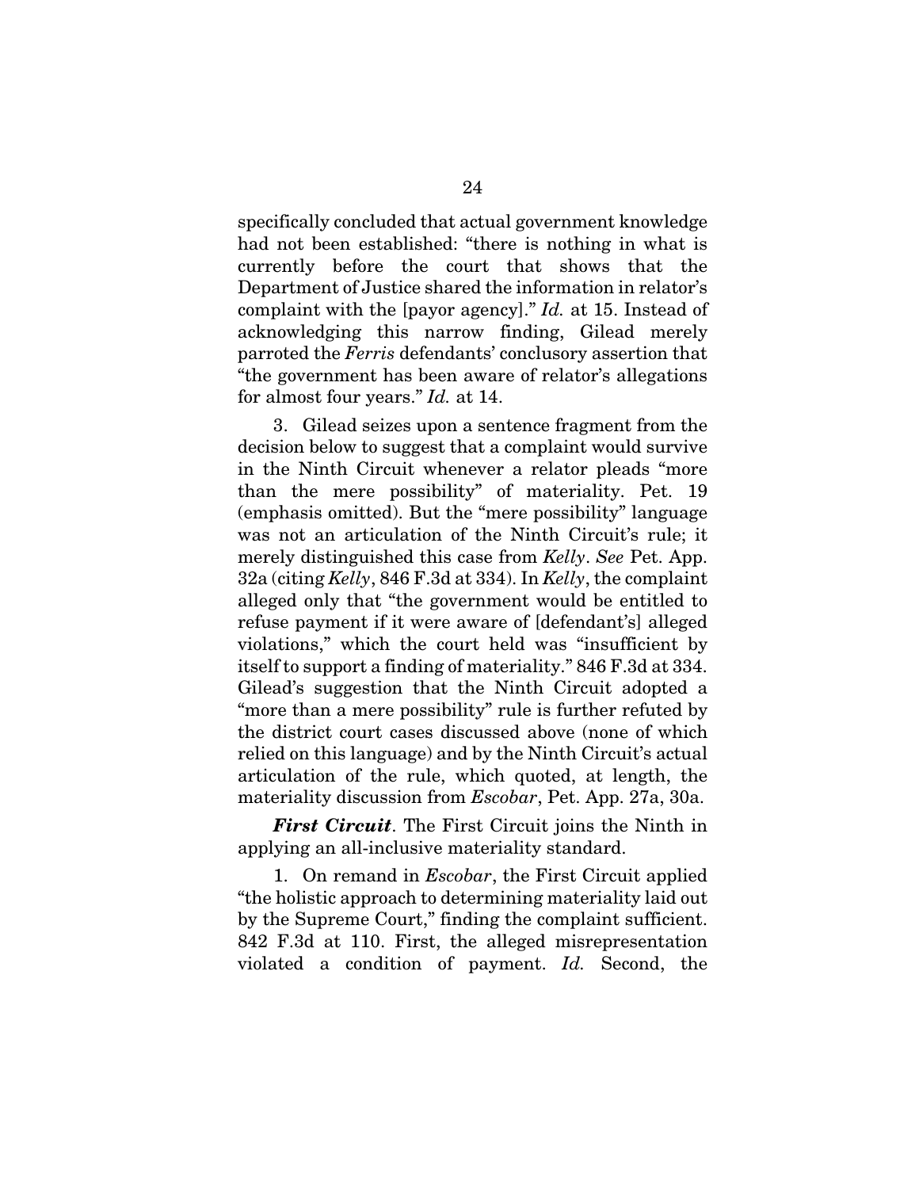specifically concluded that actual government knowledge had not been established: "there is nothing in what is currently before the court that shows that the Department of Justice shared the information in relator's complaint with the [payor agency]." *Id.* at 15. Instead of acknowledging this narrow finding, Gilead merely parroted the *Ferris* defendants' conclusory assertion that "the government has been aware of relator's allegations for almost four years." *Id.* at 14.

3. Gilead seizes upon a sentence fragment from the decision below to suggest that a complaint would survive in the Ninth Circuit whenever a relator pleads "more than the mere possibility" of materiality. Pet. 19 (emphasis omitted). But the "mere possibility" language was not an articulation of the Ninth Circuit's rule; it merely distinguished this case from *Kelly*. *See* Pet. App. 32a (citing *Kelly*, 846 F.3d at 334). In *Kelly*, the complaint alleged only that "the government would be entitled to refuse payment if it were aware of [defendant's] alleged violations," which the court held was "insufficient by itself to support a finding of materiality." 846 F.3d at 334. Gilead's suggestion that the Ninth Circuit adopted a "more than a mere possibility" rule is further refuted by the district court cases discussed above (none of which relied on this language) and by the Ninth Circuit's actual articulation of the rule, which quoted, at length, the materiality discussion from *Escobar*, Pet. App. 27a, 30a.

***First Circuit***. The First Circuit joins the Ninth in applying an all-inclusive materiality standard.

1. On remand in *Escobar*, the First Circuit applied "the holistic approach to determining materiality laid out by the Supreme Court," finding the complaint sufficient. 842 F.3d at 110. First, the alleged misrepresentation violated a condition of payment. *Id.* Second, the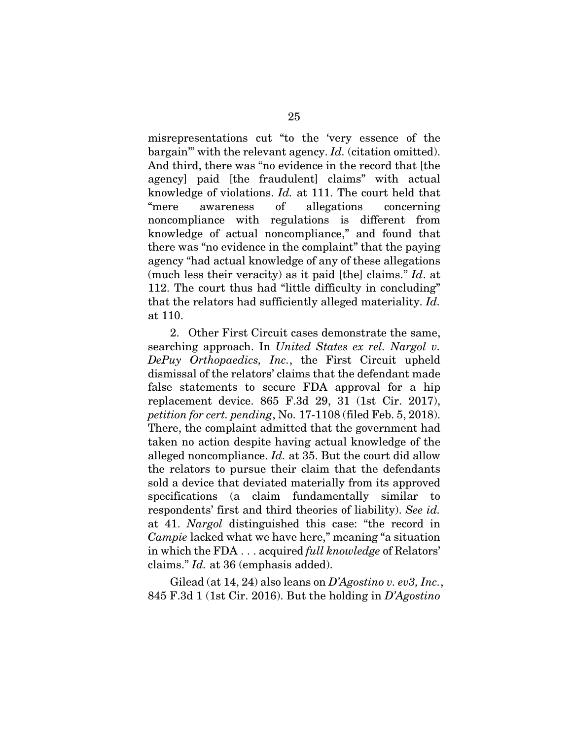misrepresentations cut "to the 'very essence of the bargain'" with the relevant agency. *Id.* (citation omitted). And third, there was "no evidence in the record that [the agency] paid [the fraudulent] claims" with actual knowledge of violations. *Id.* at 111. The court held that "mere awareness of allegations concerning noncompliance with regulations is different from knowledge of actual noncompliance," and found that there was "no evidence in the complaint" that the paying agency "had actual knowledge of any of these allegations (much less their veracity) as it paid [the] claims." *Id*. at 112. The court thus had "little difficulty in concluding" that the relators had sufficiently alleged materiality. *Id.* at 110.

2. Other First Circuit cases demonstrate the same, searching approach. In *United States ex rel. Nargol v. DePuy Orthopaedics, Inc.*, the First Circuit upheld dismissal of the relators' claims that the defendant made false statements to secure FDA approval for a hip replacement device. 865 F.3d 29, 31 (1st Cir. 2017), *petition for cert. pending*, No. 17-1108 (filed Feb. 5, 2018). There, the complaint admitted that the government had taken no action despite having actual knowledge of the alleged noncompliance. *Id.* at 35. But the court did allow the relators to pursue their claim that the defendants sold a device that deviated materially from its approved specifications (a claim fundamentally similar to respondents' first and third theories of liability). *See id.* at 41. *Nargol* distinguished this case: "the record in *Campie* lacked what we have here," meaning "a situation in which the FDA . . . acquired *full knowledge* of Relators' claims." *Id.* at 36 (emphasis added).

Gilead (at 14, 24) also leans on *D'Agostino v. ev3, Inc.*, 845 F.3d 1 (1st Cir. 2016). But the holding in *D'Agostino*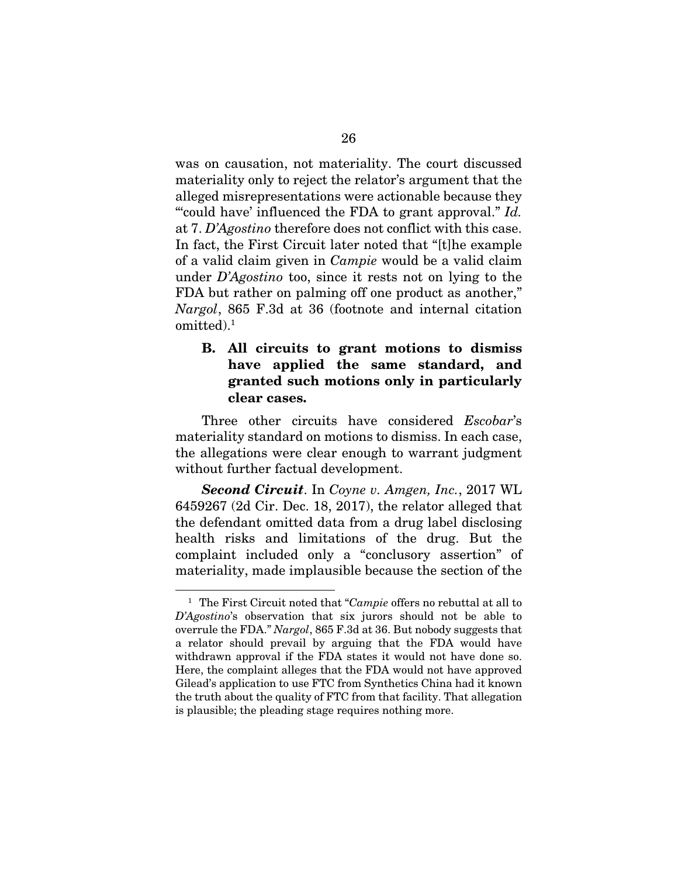was on causation, not materiality. The court discussed materiality only to reject the relator's argument that the alleged misrepresentations were actionable because they "'could have' influenced the FDA to grant approval." *Id.* at 7. *D'Agostino* therefore does not conflict with this case. In fact, the First Circuit later noted that "[t]he example of a valid claim given in *Campie* would be a valid claim under *D'Agostino* too, since it rests not on lying to the FDA but rather on palming off one product as another," *Nargol*, 865 F.3d at 36 (footnote and internal citation omitted).[1]

### B. All circuits to grant motions to dismiss have applied the same standard, and granted such motions only in particularly clear cases.

Three other circuits have considered *Escobar*'s materiality standard on motions to dismiss. In each case, the allegations were clear enough to warrant judgment without further factual development.

***Second Circuit***. In *Coyne v. Amgen, Inc.*, 2017 WL 6459267 (2d Cir. Dec. 18, 2017), the relator alleged that the defendant omitted data from a drug label disclosing health risks and limitations of the drug. But the complaint included only a "conclusory assertion" of materiality, made implausible because the section of the

---

[1] The First Circuit noted that "*Campie* offers no rebuttal at all to *D'Agostino*'s observation that six jurors should not be able to overrule the FDA." *Nargol*, 865 F.3d at 36. But nobody suggests that a relator should prevail by arguing that the FDA would have withdrawn approval if the FDA states it would not have done so. Here, the complaint alleges that the FDA would not have approved Gilead's application to use FTC from Synthetics China had it known the truth about the quality of FTC from that facility. That allegation is plausible; the pleading stage requires nothing more.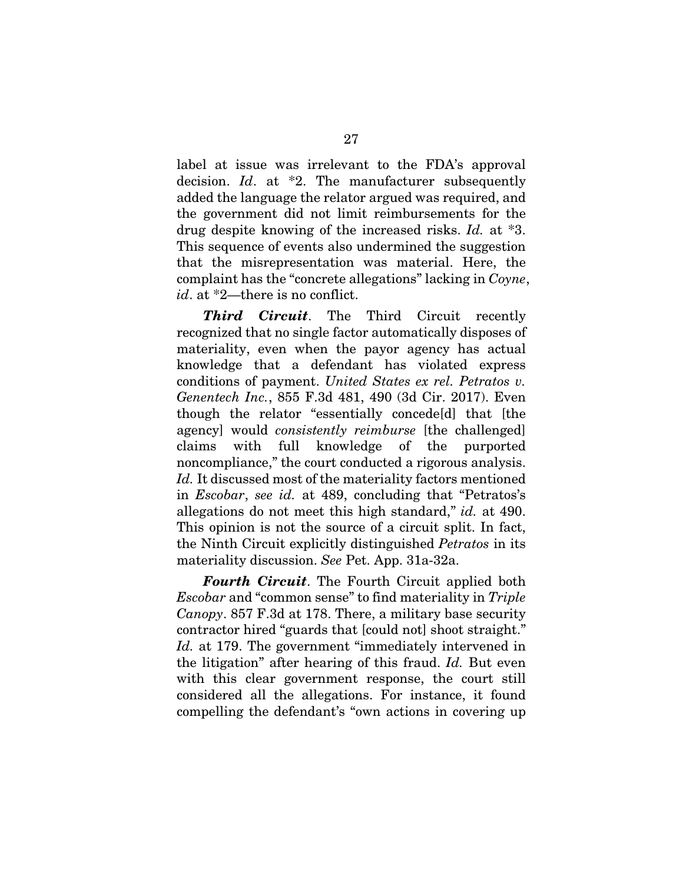label at issue was irrelevant to the FDA's approval decision. *Id*. at *2. The manufacturer subsequently added the language the relator argued was required, and the government did not limit reimbursements for the drug despite knowing of the increased risks. *Id.* at *3. This sequence of events also undermined the suggestion that the misrepresentation was material. Here, the complaint has the "concrete allegations" lacking in *Coyne*, *id*. at *2—there is no conflict.

***Third Circuit***. The Third Circuit recently recognized that no single factor automatically disposes of materiality, even when the payor agency has actual knowledge that a defendant has violated express conditions of payment. *United States ex rel. Petratos v. Genentech Inc.*, 855 F.3d 481, 490 (3d Cir. 2017). Even though the relator "essentially concede[d] that [the agency] would *consistently reimburse* [the challenged] claims with full knowledge of the purported noncompliance," the court conducted a rigorous analysis. *Id.* It discussed most of the materiality factors mentioned in *Escobar*, *see id.* at 489, concluding that "Petratos's allegations do not meet this high standard," *id.* at 490. This opinion is not the source of a circuit split. In fact, the Ninth Circuit explicitly distinguished *Petratos* in its materiality discussion. *See* Pet. App. 31a-32a.

***Fourth Circuit***. The Fourth Circuit applied both *Escobar* and "common sense" to find materiality in *Triple Canopy*. 857 F.3d at 178. There, a military base security contractor hired "guards that [could not] shoot straight." *Id.* at 179. The government "immediately intervened in the litigation" after hearing of this fraud. *Id.* But even with this clear government response, the court still considered all the allegations. For instance, it found compelling the defendant's "own actions in covering up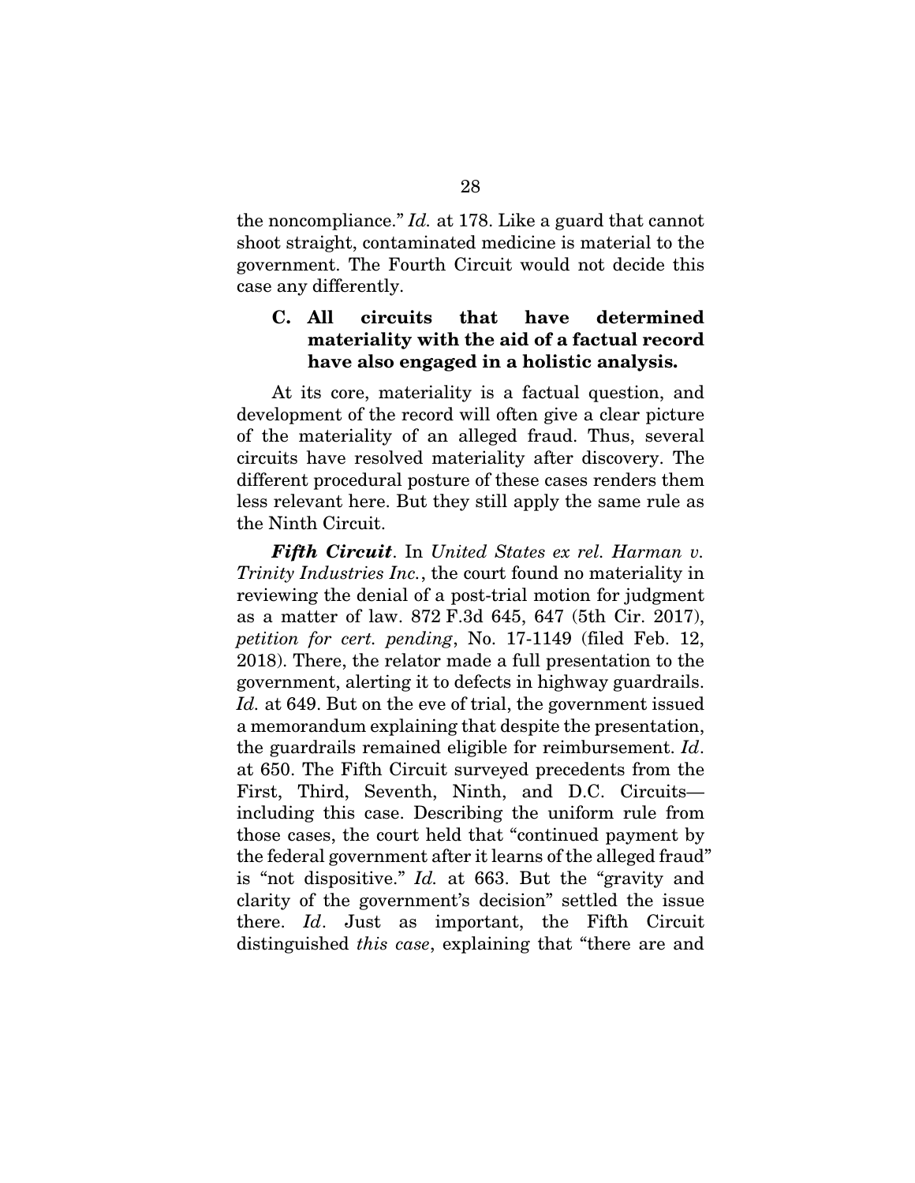the noncompliance." *Id.* at 178. Like a guard that cannot shoot straight, contaminated medicine is material to the government. The Fourth Circuit would not decide this case any differently.

### C. All circuits that have determined materiality with the aid of a factual record have also engaged in a holistic analysis.

At its core, materiality is a factual question, and development of the record will often give a clear picture of the materiality of an alleged fraud. Thus, several circuits have resolved materiality after discovery. The different procedural posture of these cases renders them less relevant here. But they still apply the same rule as the Ninth Circuit.

***Fifth Circuit***. In *United States ex rel. Harman v. Trinity Industries Inc.*, the court found no materiality in reviewing the denial of a post-trial motion for judgment as a matter of law. 872 F.3d 645, 647 (5th Cir. 2017), *petition for cert. pending*, No. 17-1149 (filed Feb. 12, 2018). There, the relator made a full presentation to the government, alerting it to defects in highway guardrails. *Id.* at 649. But on the eve of trial, the government issued a memorandum explaining that despite the presentation, the guardrails remained eligible for reimbursement. *Id*. at 650. The Fifth Circuit surveyed precedents from the First, Third, Seventh, Ninth, and D.C. Circuits—including this case. Describing the uniform rule from those cases, the court held that "continued payment by the federal government after it learns of the alleged fraud" is "not dispositive." *Id.* at 663. But the "gravity and clarity of the government's decision" settled the issue there. *Id*. Just as important, the Fifth Circuit distinguished *this case*, explaining that "there are and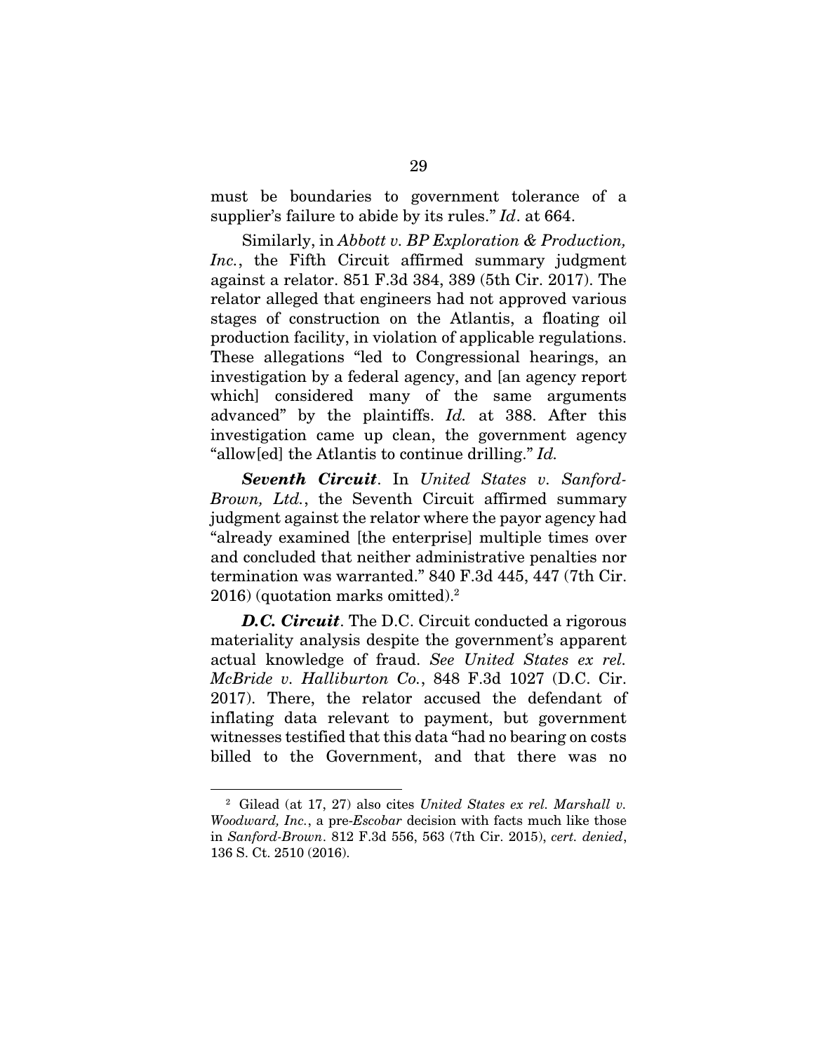must be boundaries to government tolerance of a supplier's failure to abide by its rules." *Id*. at 664.

Similarly, in *Abbott v. BP Exploration & Production, Inc.*, the Fifth Circuit affirmed summary judgment against a relator. 851 F.3d 384, 389 (5th Cir. 2017). The relator alleged that engineers had not approved various stages of construction on the Atlantis, a floating oil production facility, in violation of applicable regulations. These allegations "led to Congressional hearings, an investigation by a federal agency, and [an agency report which] considered many of the same arguments advanced" by the plaintiffs. *Id.* at 388. After this investigation came up clean, the government agency "allow[ed] the Atlantis to continue drilling." *Id.*

***Seventh Circuit***. In *United States v. Sanford-Brown, Ltd.*, the Seventh Circuit affirmed summary judgment against the relator where the payor agency had "already examined [the enterprise] multiple times over and concluded that neither administrative penalties nor termination was warranted." 840 F.3d 445, 447 (7th Cir. 2016) (quotation marks omitted).[2]

***D.C. Circuit***. The D.C. Circuit conducted a rigorous materiality analysis despite the government's apparent actual knowledge of fraud. *See United States ex rel. McBride v. Halliburton Co.*, 848 F.3d 1027 (D.C. Cir. 2017). There, the relator accused the defendant of inflating data relevant to payment, but government witnesses testified that this data "had no bearing on costs billed to the Government, and that there was no

---

[2] Gilead (at 17, 27) also cites *United States ex rel. Marshall v. Woodward, Inc.*, a pre-*Escobar* decision with facts much like those in *Sanford-Brown*. 812 F.3d 556, 563 (7th Cir. 2015), *cert. denied*, 136 S. Ct. 2510 (2016).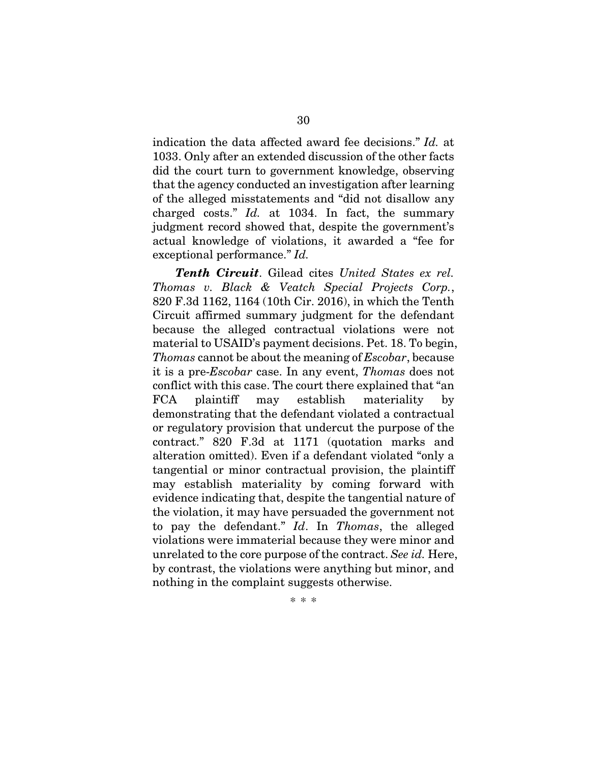indication the data affected award fee decisions." *Id.* at 1033. Only after an extended discussion of the other facts did the court turn to government knowledge, observing that the agency conducted an investigation after learning of the alleged misstatements and "did not disallow any charged costs." *Id.* at 1034. In fact, the summary judgment record showed that, despite the government's actual knowledge of violations, it awarded a "fee for exceptional performance." *Id.*

***Tenth Circuit***. Gilead cites *United States ex rel. Thomas v. Black & Veatch Special Projects Corp.*, 820 F.3d 1162, 1164 (10th Cir. 2016), in which the Tenth Circuit affirmed summary judgment for the defendant because the alleged contractual violations were not material to USAID's payment decisions. Pet. 18. To begin, *Thomas* cannot be about the meaning of *Escobar*, because it is a pre-*Escobar* case. In any event, *Thomas* does not conflict with this case. The court there explained that "an FCA plaintiff may establish materiality by demonstrating that the defendant violated a contractual or regulatory provision that undercut the purpose of the contract." 820 F.3d at 1171 (quotation marks and alteration omitted). Even if a defendant violated "only a tangential or minor contractual provision, the plaintiff may establish materiality by coming forward with evidence indicating that, despite the tangential nature of the violation, it may have persuaded the government not to pay the defendant." *Id*. In *Thomas*, the alleged violations were immaterial because they were minor and unrelated to the core purpose of the contract. *See id.* Here, by contrast, the violations were anything but minor, and nothing in the complaint suggests otherwise.

\* \* \*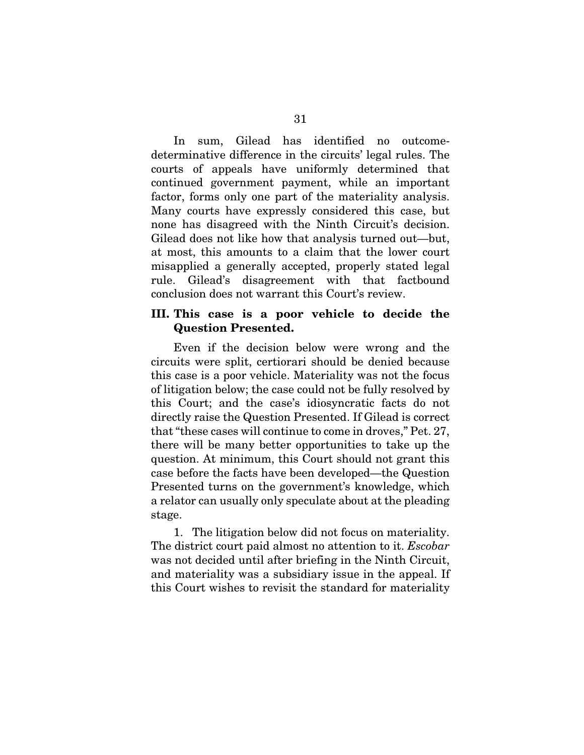In sum, Gilead has identified no outcome-determinative difference in the circuits' legal rules. The courts of appeals have uniformly determined that continued government payment, while an important factor, forms only one part of the materiality analysis. Many courts have expressly considered this case, but none has disagreed with the Ninth Circuit's decision. Gilead does not like how that analysis turned out—but, at most, this amounts to a claim that the lower court misapplied a generally accepted, properly stated legal rule. Gilead's disagreement with that factbound conclusion does not warrant this Court's review.

## III. This case is a poor vehicle to decide the Question Presented.

Even if the decision below were wrong and the circuits were split, certiorari should be denied because this case is a poor vehicle. Materiality was not the focus of litigation below; the case could not be fully resolved by this Court; and the case's idiosyncratic facts do not directly raise the Question Presented. If Gilead is correct that "these cases will continue to come in droves," Pet. 27, there will be many better opportunities to take up the question. At minimum, this Court should not grant this case before the facts have been developed—the Question Presented turns on the government's knowledge, which a relator can usually only speculate about at the pleading stage.

1. The litigation below did not focus on materiality. The district court paid almost no attention to it. *Escobar* was not decided until after briefing in the Ninth Circuit, and materiality was a subsidiary issue in the appeal. If this Court wishes to revisit the standard for materiality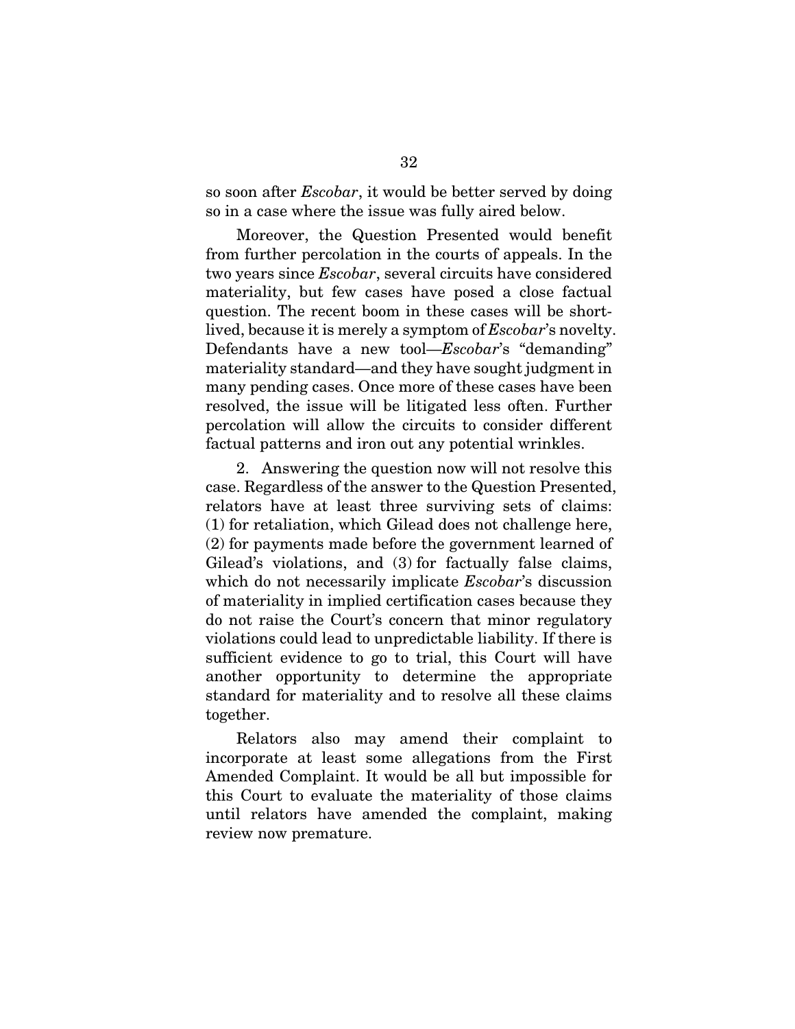so soon after *Escobar*, it would be better served by doing so in a case where the issue was fully aired below.

Moreover, the Question Presented would benefit from further percolation in the courts of appeals. In the two years since *Escobar*, several circuits have considered materiality, but few cases have posed a close factual question. The recent boom in these cases will be short-lived, because it is merely a symptom of *Escobar*'s novelty. Defendants have a new tool—*Escobar*'s "demanding" materiality standard—and they have sought judgment in many pending cases. Once more of these cases have been resolved, the issue will be litigated less often. Further percolation will allow the circuits to consider different factual patterns and iron out any potential wrinkles.

2. Answering the question now will not resolve this case. Regardless of the answer to the Question Presented, relators have at least three surviving sets of claims: (1) for retaliation, which Gilead does not challenge here, (2) for payments made before the government learned of Gilead's violations, and (3) for factually false claims, which do not necessarily implicate *Escobar*'s discussion of materiality in implied certification cases because they do not raise the Court's concern that minor regulatory violations could lead to unpredictable liability. If there is sufficient evidence to go to trial, this Court will have another opportunity to determine the appropriate standard for materiality and to resolve all these claims together.

Relators also may amend their complaint to incorporate at least some allegations from the First Amended Complaint. It would be all but impossible for this Court to evaluate the materiality of those claims until relators have amended the complaint, making review now premature.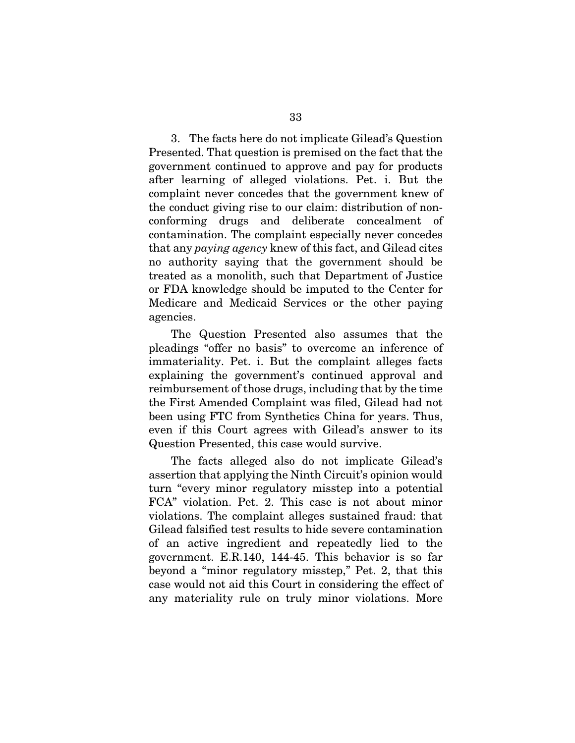3. The facts here do not implicate Gilead's Question Presented. That question is premised on the fact that the government continued to approve and pay for products after learning of alleged violations. Pet. i. But the complaint never concedes that the government knew of the conduct giving rise to our claim: distribution of non-conforming drugs and deliberate concealment of contamination. The complaint especially never concedes that any *paying agency* knew of this fact, and Gilead cites no authority saying that the government should be treated as a monolith, such that Department of Justice or FDA knowledge should be imputed to the Center for Medicare and Medicaid Services or the other paying agencies.

The Question Presented also assumes that the pleadings "offer no basis" to overcome an inference of immateriality. Pet. i. But the complaint alleges facts explaining the government's continued approval and reimbursement of those drugs, including that by the time the First Amended Complaint was filed, Gilead had not been using FTC from Synthetics China for years. Thus, even if this Court agrees with Gilead's answer to its Question Presented, this case would survive.

The facts alleged also do not implicate Gilead's assertion that applying the Ninth Circuit's opinion would turn "every minor regulatory misstep into a potential FCA" violation. Pet. 2. This case is not about minor violations. The complaint alleges sustained fraud: that Gilead falsified test results to hide severe contamination of an active ingredient and repeatedly lied to the government. E.R.140, 144-45. This behavior is so far beyond a "minor regulatory misstep," Pet. 2, that this case would not aid this Court in considering the effect of any materiality rule on truly minor violations. More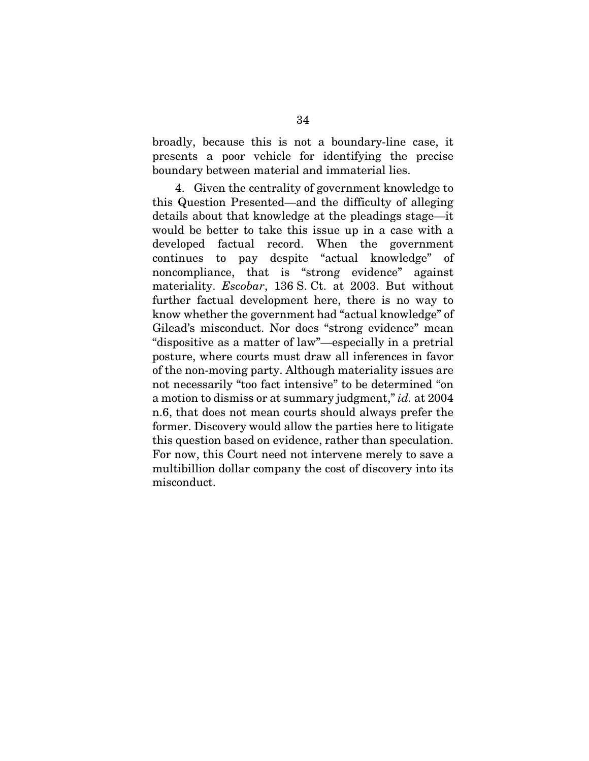broadly, because this is not a boundary-line case, it presents a poor vehicle for identifying the precise boundary between material and immaterial lies.

4. Given the centrality of government knowledge to this Question Presented—and the difficulty of alleging details about that knowledge at the pleadings stage—it would be better to take this issue up in a case with a developed factual record. When the government continues to pay despite "actual knowledge" of noncompliance, that is "strong evidence" against materiality. *Escobar*, 136 S. Ct. at 2003. But without further factual development here, there is no way to know whether the government had "actual knowledge" of Gilead's misconduct. Nor does "strong evidence" mean "dispositive as a matter of law"—especially in a pretrial posture, where courts must draw all inferences in favor of the non-moving party. Although materiality issues are not necessarily "too fact intensive" to be determined "on a motion to dismiss or at summary judgment," *id.* at 2004 n.6, that does not mean courts should always prefer the former. Discovery would allow the parties here to litigate this question based on evidence, rather than speculation. For now, this Court need not intervene merely to save a multibillion dollar company the cost of discovery into its misconduct.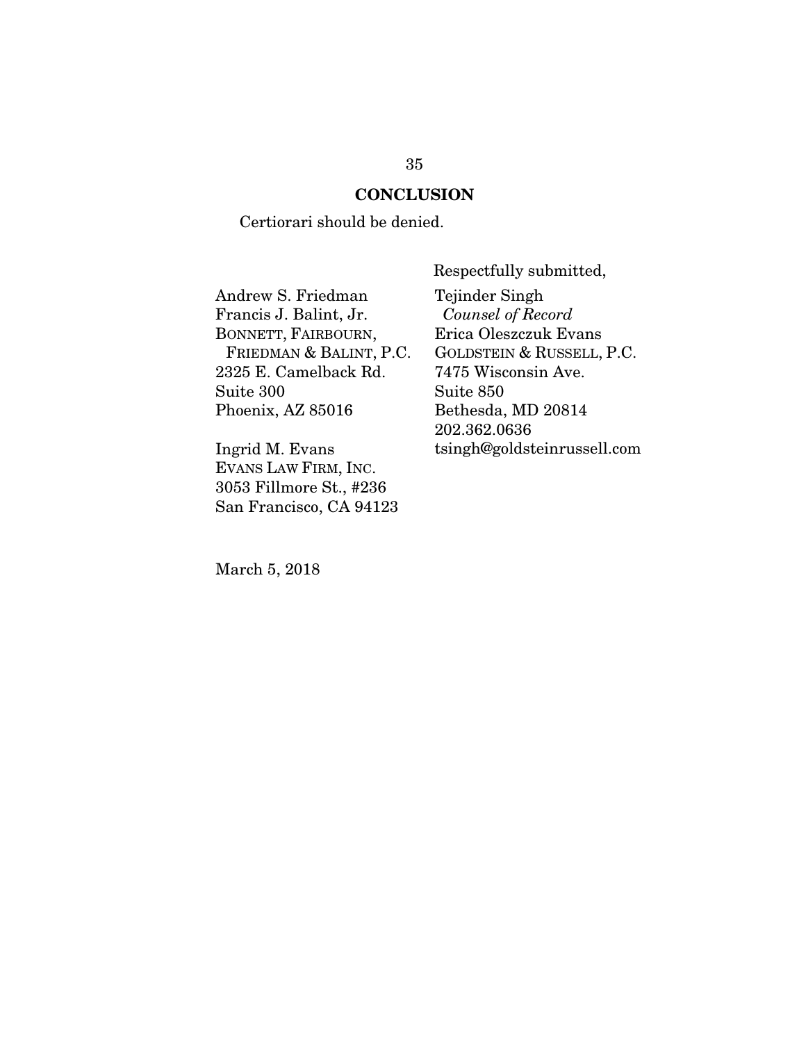## CONCLUSION

Certiorari should be denied.

Respectfully submitted,

Andrew S. Friedman
Francis J. Balint, Jr.
BONNETT, FAIRBOURN,
FRIEDMAN & BALINT, P.C.
2325 E. Camelback Rd.
Suite 300
Phoenix, AZ 85016

Ingrid M. Evans
EVANS LAW FIRM, INC.
3053 Fillmore St., #236
San Francisco, CA 94123

Tejinder Singh
*Counsel of Record*
Erica Oleszczuk Evans
GOLDSTEIN & RUSSELL, P.C.
7475 Wisconsin Ave.
Suite 850
Bethesda, MD 20814
202.362.0636
tsingh@goldsteinrussell.com

March 5, 2018